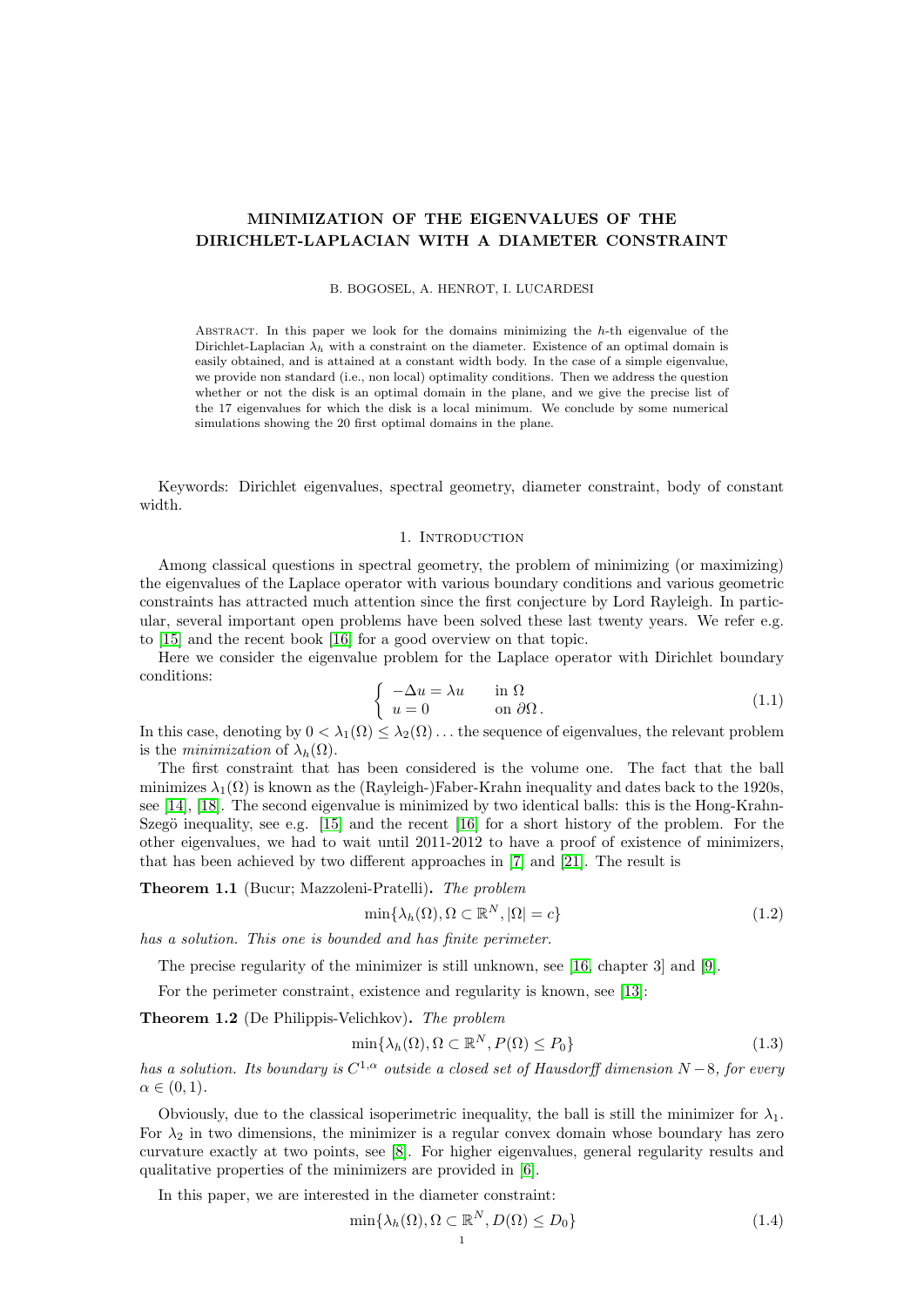# MINIMIZATION OF THE EIGENVALUES OF THE DIRICHLET-LAPLACIAN WITH A DIAMETER CONSTRAINT

B. BOGOSEL, A. HENROT, I. LUCARDESI

Abstract. In this paper we look for the domains minimizing the $h$-th eigenvalue of the Dirichlet-Laplacian $\lambda_h$ with a constraint on the diameter. Existence of an optimal domain is easily obtained, and is attained at a constant width body. In the case of a simple eigenvalue, we provide non standard (i.e., non local) optimality conditions. Then we address the question whether or not the disk is an optimal domain in the plane, and we give the precise list of the 17 eigenvalues for which the disk is a local minimum. We conclude by some numerical simulations showing the 20 first optimal domains in the plane.

Keywords: Dirichlet eigenvalues, spectral geometry, diameter constraint, body of constant width.

## 1. Introduction

Among classical questions in spectral geometry, the problem of minimizing (or maximizing) the eigenvalues of the Laplace operator with various boundary conditions and various geometric constraints has attracted much attention since the first conjecture by Lord Rayleigh. In particular, several important open problems have been solved these last twenty years. We refer e.g. to [15] and the recent book [16] for a good overview on that topic.

Here we consider the eigenvalue problem for the Laplace operator with Dirichlet boundary conditions:

$$\begin{cases} -\Delta u = \lambda u & \text{in } \Omega \\ u = 0 & \text{on } \partial\Omega\,. \end{cases} \tag{1.1}$$

In this case, denoting by $0 < \lambda_1(\Omega) \leq \lambda_2(\Omega) \ldots$ the sequence of eigenvalues, the relevant problem is the *minimization* of $\lambda_h(\Omega)$.

The first constraint that has been considered is the volume one. The fact that the ball minimizes $\lambda_1(\Omega)$ is known as the (Rayleigh-)Faber-Krahn inequality and dates back to the 1920s, see [14], [18]. The second eigenvalue is minimized by two identical balls: this is the Hong-Krahn-Szegö inequality, see e.g. [15] and the recent [16] for a short history of the problem. For the other eigenvalues, we had to wait until 2011-2012 to have a proof of existence of minimizers, that has been achieved by two different approaches in [7] and [21]. The result is

**Theorem 1.1** (Bucur; Mazzoleni-Pratelli)**.** *The problem*

$$\min\{\lambda_h(\Omega), \Omega \subset \mathbb{R}^N, |\Omega| = c\} \tag{1.2}$$

*has a solution. This one is bounded and has finite perimeter.*

The precise regularity of the minimizer is still unknown, see [16, chapter 3] and [9].

For the perimeter constraint, existence and regularity is known, see [13]:

**Theorem 1.2** (De Philippis-Velichkov)**.** *The problem*

$$\min\{\lambda_h(\Omega), \Omega \subset \mathbb{R}^N, P(\Omega) \leq P_0\} \tag{1.3}$$

*has a solution. Its boundary is $C^{1,\alpha}$ outside a closed set of Hausdorff dimension $N-8$, for every $\alpha \in (0,1)$.*

Obviously, due to the classical isoperimetric inequality, the ball is still the minimizer for $\lambda_1$. For $\lambda_2$ in two dimensions, the minimizer is a regular convex domain whose boundary has zero curvature exactly at two points, see [8]. For higher eigenvalues, general regularity results and qualitative properties of the minimizers are provided in [6].

In this paper, we are interested in the diameter constraint:

$$\min\{\lambda_h(\Omega), \Omega \subset \mathbb{R}^N, D(\Omega) \leq D_0\} \tag{1.4}$$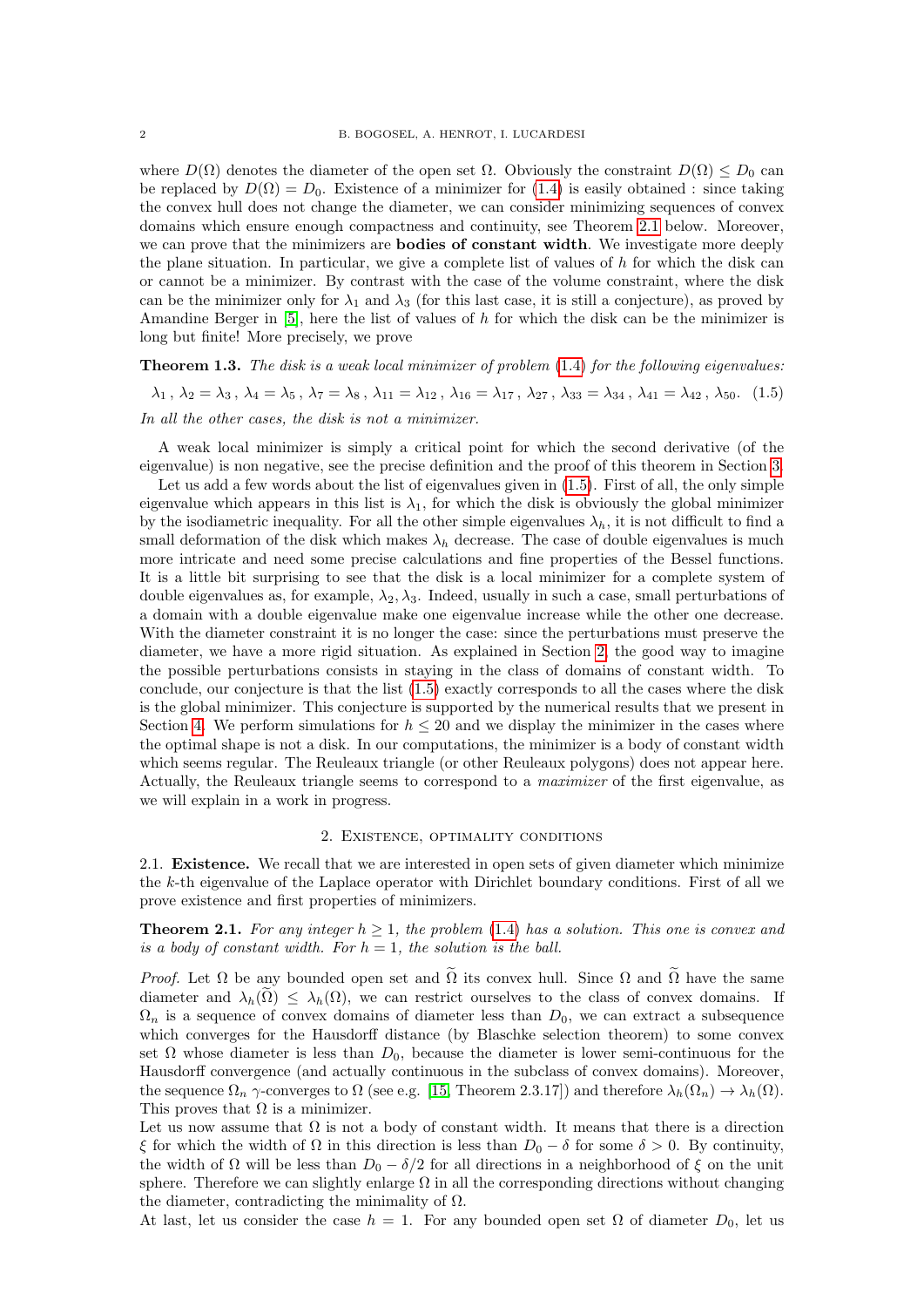where $D(\Omega)$ denotes the diameter of the open set $\Omega$. Obviously the constraint $D(\Omega) \le D_0$ can be replaced by $D(\Omega) = D_0$. Existence of a minimizer for (1.4) is easily obtained : since taking the convex hull does not change the diameter, we can consider minimizing sequences of convex domains which ensure enough compactness and continuity, see Theorem 2.1 below. Moreover, we can prove that the minimizers are **bodies of constant width**. We investigate more deeply the plane situation. In particular, we give a complete list of values of $h$ for which the disk can or cannot be a minimizer. By contrast with the case of the volume constraint, where the disk can be the minimizer only for $\lambda_1$ and $\lambda_3$ (for this last case, it is still a conjecture), as proved by Amandine Berger in [5], here the list of values of $h$ for which the disk can be the minimizer is long but finite! More precisely, we prove

**Theorem 1.3.** *The disk is a weak local minimizer of problem (1.4) for the following eigenvalues:*

$$\lambda_1\,,\ \lambda_2 = \lambda_3\,,\ \lambda_4 = \lambda_5\,,\ \lambda_7 = \lambda_8\,,\ \lambda_{11} = \lambda_{12}\,,\ \lambda_{16} = \lambda_{17}\,,\ \lambda_{27} = \lambda_{34}\,,\ \lambda_{33} = \lambda_{34}\,,\ \lambda_{41} = \lambda_{42}\,,\ \lambda_{50}. \quad (1.5)$$

*In all the other cases, the disk is not a minimizer.*

A weak local minimizer is simply a critical point for which the second derivative (of the eigenvalue) is non negative, see the precise definition and the proof of this theorem in Section 3.

Let us add a few words about the list of eigenvalues given in (1.5). First of all, the only simple eigenvalue which appears in this list is $\lambda_1$, for which the disk is obviously the global minimizer by the isodiametric inequality. For all the other simple eigenvalues $\lambda_h$, it is not difficult to find a small deformation of the disk which makes $\lambda_h$ decrease. The case of double eigenvalues is much more intricate and need some precise calculations and fine properties of the Bessel functions. It is a little bit surprising to see that the disk is a local minimizer for a complete system of double eigenvalues as, for example, $\lambda_2, \lambda_3$. Indeed, usually in such a case, small perturbations of a domain with a double eigenvalue make one eigenvalue increase while the other one decrease. With the diameter constraint it is no longer the case: since the perturbations must preserve the diameter, we have a more rigid situation. As explained in Section 2, the good way to imagine the possible perturbations consists in staying in the class of domains of constant width. To conclude, our conjecture is that the list (1.5) exactly corresponds to all the cases where the disk is the global minimizer. This conjecture is supported by the numerical results that we present in Section 4. We perform simulations for $h \le 20$ and we display the minimizer in the cases where the optimal shape is not a disk. In our computations, the minimizer is a body of constant width which seems regular. The Reuleaux triangle (or other Reuleaux polygons) does not appear here. Actually, the Reuleaux triangle seems to correspond to a *maximizer* of the first eigenvalue, as we will explain in a work in progress.

## 2. Existence, optimality conditions

**2.1. Existence.** We recall that we are interested in open sets of given diameter which minimize the $k$-th eigenvalue of the Laplace operator with Dirichlet boundary conditions. First of all we prove existence and first properties of minimizers.

**Theorem 2.1.** *For any integer $h \ge 1$, the problem (1.4) has a solution. This one is convex and is a body of constant width. For $h = 1$, the solution is the ball.*

*Proof.* Let $\Omega$ be any bounded open set and $\widetilde{\Omega}$ its convex hull. Since $\Omega$ and $\widetilde{\Omega}$ have the same diameter and $\lambda_h(\widetilde{\Omega}) \le \lambda_h(\Omega)$, we can restrict ourselves to the class of convex domains. If $\Omega_n$ is a sequence of convex domains of diameter less than $D_0$, we can extract a subsequence which converges for the Hausdorff distance (by Blaschke selection theorem) to some convex set $\Omega$ whose diameter is less than $D_0$, because the diameter is lower semi-continuous for the Hausdorff convergence (and actually continuous in the subclass of convex domains). Moreover, the sequence $\Omega_n$ $\gamma$-converges to $\Omega$ (see e.g. [15, Theorem 2.3.17]) and therefore $\lambda_h(\Omega_n) \to \lambda_h(\Omega)$. This proves that $\Omega$ is a minimizer.

Let us now assume that $\Omega$ is not a body of constant width. It means that there is a direction $\xi$ for which the width of $\Omega$ in this direction is less than $D_0 - \delta$ for some $\delta > 0$. By continuity, the width of $\Omega$ will be less than $D_0 - \delta/2$ for all directions in a neighborhood of $\xi$ on the unit sphere. Therefore we can slightly enlarge $\Omega$ in all the corresponding directions without changing the diameter, contradicting the minimality of $\Omega$.

At last, let us consider the case $h = 1$. For any bounded open set $\Omega$ of diameter $D_0$, let us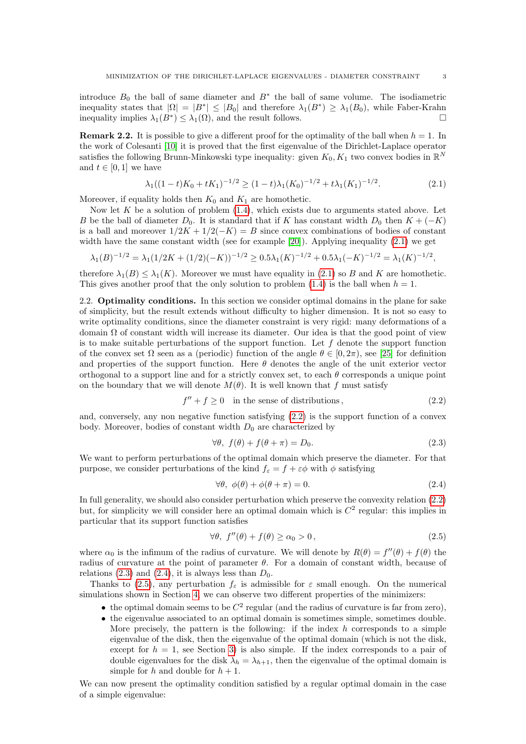introduce $B_0$ the ball of same diameter and $B^*$ the ball of same volume. The isodiametric inequality states that $|\Omega| = |B^*| \leq |B_0|$ and therefore $\lambda_1(B^*) \geq \lambda_1(B_0)$, while Faber-Krahn inequality implies $\lambda_1(B^*) \leq \lambda_1(\Omega)$, and the result follows. □

**Remark 2.2.** It is possible to give a different proof for the optimality of the ball when $h = 1$. In the work of Colesanti [10] it is proved that the first eigenvalue of the Dirichlet-Laplace operator satisfies the following Brunn-Minkowski type inequality: given $K_0, K_1$ two convex bodies in $\mathbb{R}^N$ and $t \in [0, 1]$ we have

$$\lambda_1((1-t)K_0 + tK_1)^{-1/2} \geq (1-t)\lambda_1(K_0)^{-1/2} + t\lambda_1(K_1)^{-1/2}. \tag{2.1}$$

Moreover, if equality holds then $K_0$ and $K_1$ are homothetic.

Now let $K$ be a solution of problem (1.4), which exists due to arguments stated above. Let $B$ be the ball of diameter $D_0$. It is standard that if $K$ has constant width $D_0$ then $K + (-K)$ is a ball and moreover $1/2K + 1/2(-K) = B$ since convex combinations of bodies of constant width have the same constant width (see for example [20]). Applying inequality (2.1) we get

$$\lambda_1(B)^{-1/2} = \lambda_1(1/2K + (1/2)(-K))^{-1/2} \geq 0.5\lambda_1(K)^{-1/2} + 0.5\lambda_1(-K)^{-1/2} = \lambda_1(K)^{-1/2},$$

therefore $\lambda_1(B) \leq \lambda_1(K)$. Moreover we must have equality in (2.1) so $B$ and $K$ are homothetic. This gives another proof that the only solution to problem (1.4) is the ball when $h = 1$.

2.2. **Optimality conditions.** In this section we consider optimal domains in the plane for sake of simplicity, but the result extends without difficulty to higher dimension. It is not so easy to write optimality conditions, since the diameter constraint is very rigid: many deformations of a domain $\Omega$ of constant width will increase its diameter. Our idea is that the good point of view is to make suitable perturbations of the support function. Let $f$ denote the support function of the convex set $\Omega$ seen as a (periodic) function of the angle $\theta \in [0, 2\pi)$, see [25] for definition and properties of the support function. Here $\theta$ denotes the angle of the unit exterior vector orthogonal to a support line and for a strictly convex set, to each $\theta$ corresponds a unique point on the boundary that we will denote $M(\theta)$. It is well known that $f$ must satisfy

$$f'' + f \geq 0 \quad \text{in the sense of distributions}\,, \tag{2.2}$$

and, conversely, any non negative function satisfying (2.2) is the support function of a convex body. Moreover, bodies of constant width $D_0$ are characterized by

$$\forall \theta,\ f(\theta) + f(\theta + \pi) = D_0. \tag{2.3}$$

We want to perform perturbations of the optimal domain which preserve the diameter. For that purpose, we consider perturbations of the kind $f_\varepsilon = f + \varepsilon\phi$ with $\phi$ satisfying

$$\forall \theta,\ \phi(\theta) + \phi(\theta + \pi) = 0. \tag{2.4}$$

In full generality, we should also consider perturbation which preserve the convexity relation (2.2) but, for simplicity we will consider here an optimal domain which is $C^2$ regular: this implies in particular that its support function satisfies

$$\forall \theta,\ f''(\theta) + f(\theta) \geq \alpha_0 > 0\,, \tag{2.5}$$

where $\alpha_0$ is the infimum of the radius of curvature. We will denote by $R(\theta) = f''(\theta) + f(\theta)$ the radius of curvature at the point of parameter $\theta$. For a domain of constant width, because of relations (2.3) and (2.4), it is always less than $D_0$.

Thanks to (2.5), any perturbation $f_\varepsilon$ is admissible for $\varepsilon$ small enough. On the numerical simulations shown in Section 4, we can observe two different properties of the minimizers:

- the optimal domain seems to be $C^2$ regular (and the radius of curvature is far from zero),
- the eigenvalue associated to an optimal domain is sometimes simple, sometimes double. More precisely, the pattern is the following: if the index $h$ corresponds to a simple eigenvalue of the disk, then the eigenvalue of the optimal domain (which is not the disk, except for $h = 1$, see Section 3) is also simple. If the index corresponds to a pair of double eigenvalues for the disk $\lambda_h = \lambda_{h+1}$, then the eigenvalue of the optimal domain is simple for $h$ and double for $h + 1$.

We can now present the optimality condition satisfied by a regular optimal domain in the case of a simple eigenvalue: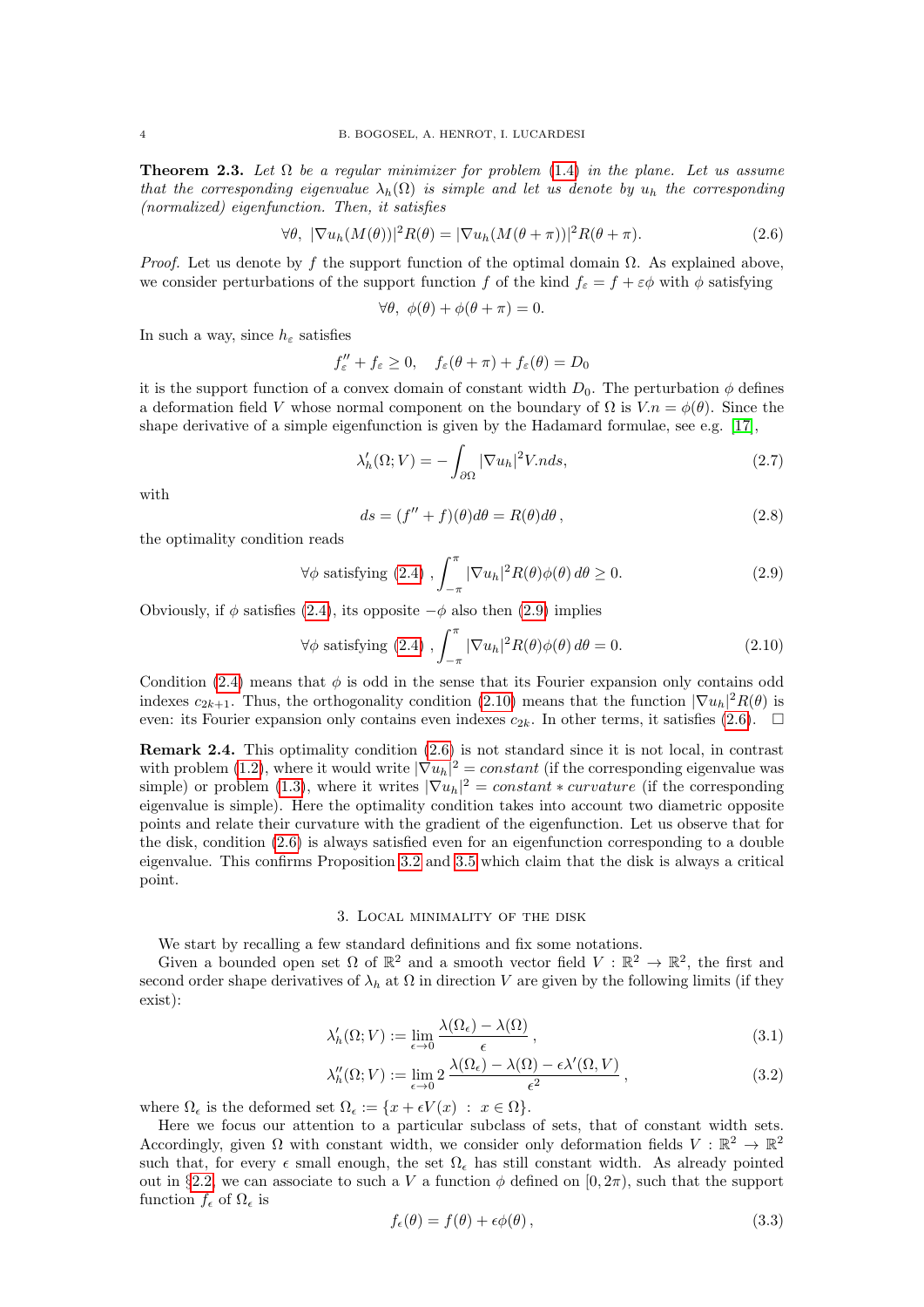**Theorem 2.3.** *Let $\Omega$ be a regular minimizer for problem (1.4) in the plane. Let us assume that the corresponding eigenvalue $\lambda_h(\Omega)$ is simple and let us denote by $u_h$ the corresponding (normalized) eigenfunction. Then, it satisfies*

$$\forall\theta,\ |\nabla u_h(M(\theta))|^2 R(\theta) = |\nabla u_h(M(\theta+\pi))|^2 R(\theta+\pi). \tag{2.6}$$

*Proof.* Let us denote by $f$ the support function of the optimal domain $\Omega$. As explained above, we consider perturbations of the support function $f$ of the kind $f_\varepsilon = f + \varepsilon\phi$ with $\phi$ satisfying

$$\forall\theta,\ \phi(\theta) + \phi(\theta+\pi) = 0.$$

In such a way, since $h_\varepsilon$ satisfies

$$f_\varepsilon'' + f_\varepsilon \geq 0, \quad f_\varepsilon(\theta+\pi) + f_\varepsilon(\theta) = D_0$$

it is the support function of a convex domain of constant width $D_0$. The perturbation $\phi$ defines a deformation field $V$ whose normal component on the boundary of $\Omega$ is $V.n = \phi(\theta)$. Since the shape derivative of a simple eigenfunction is given by the Hadamard formulae, see e.g. [17],

$$\lambda_h'(\Omega; V) = -\int_{\partial\Omega} |\nabla u_h|^2 V.n ds, \tag{2.7}$$

with

$$ds = (f'' + f)(\theta) d\theta = R(\theta) d\theta\,, \tag{2.8}$$

the optimality condition reads

$$\forall\phi \text{ satisfying (2.4)}\ , \int_{-\pi}^{\pi} |\nabla u_h|^2 R(\theta)\phi(\theta)\, d\theta \geq 0. \tag{2.9}$$

Obviously, if $\phi$ satisfies (2.4), its opposite $-\phi$ also then (2.9) implies

$$\forall\phi \text{ satisfying (2.4)}\ , \int_{-\pi}^{\pi} |\nabla u_h|^2 R(\theta)\phi(\theta)\, d\theta = 0. \tag{2.10}$$

Condition (2.4) means that $\phi$ is odd in the sense that its Fourier expansion only contains odd indexes $c_{2k+1}$. Thus, the orthogonality condition (2.10) means that the function $|\nabla u_h|^2 R(\theta)$ is even: its Fourier expansion only contains even indexes $c_{2k}$. In other terms, it satisfies (2.6). $\square$

**Remark 2.4.** This optimality condition (2.6) is not standard since it is not local, in contrast with problem (1.2), where it would write $|\nabla u_h|^2 = constant$ (if the corresponding eigenvalue was simple) or problem (1.3), where it writes $|\nabla u_h|^2 = constant * curvature$ (if the corresponding eigenvalue is simple). Here the optimality condition takes into account two diametric opposite points and relate their curvature with the gradient of the eigenfunction. Let us observe that for the disk, condition (2.6) is always satisfied even for an eigenfunction corresponding to a double eigenvalue. This confirms Proposition 3.2 and 3.5 which claim that the disk is always a critical point.

## 3. Local minimality of the disk

We start by recalling a few standard definitions and fix some notations.

Given a bounded open set $\Omega$ of $\mathbb{R}^2$ and a smooth vector field $V : \mathbb{R}^2 \to \mathbb{R}^2$, the first and second order shape derivatives of $\lambda_h$ at $\Omega$ in direction $V$ are given by the following limits (if they exist):

$$\lambda_h'(\Omega; V) := \lim_{\epsilon\to 0} \frac{\lambda(\Omega_\epsilon) - \lambda(\Omega)}{\epsilon}\,, \tag{3.1}$$

$$\lambda_h''(\Omega; V) := \lim_{\epsilon\to 0} 2\,\frac{\lambda(\Omega_\epsilon) - \lambda(\Omega) - \epsilon\lambda'(\Omega, V)}{\epsilon^2}\,, \tag{3.2}$$

where $\Omega_\epsilon$ is the deformed set $\Omega_\epsilon := \{x + \epsilon V(x)\ :\ x \in \Omega\}$.

Here we focus our attention to a particular subclass of sets, that of constant width sets. Accordingly, given $\Omega$ with constant width, we consider only deformation fields $V : \mathbb{R}^2 \to \mathbb{R}^2$ such that, for every $\epsilon$ small enough, the set $\Omega_\epsilon$ has still constant width. As already pointed out in §2.2, we can associate to such a $V$ a function $\phi$ defined on $[0, 2\pi)$, such that the support function $f_\epsilon$ of $\Omega_\epsilon$ is

$$f_\epsilon(\theta) = f(\theta) + \epsilon\phi(\theta)\,, \tag{3.3}$$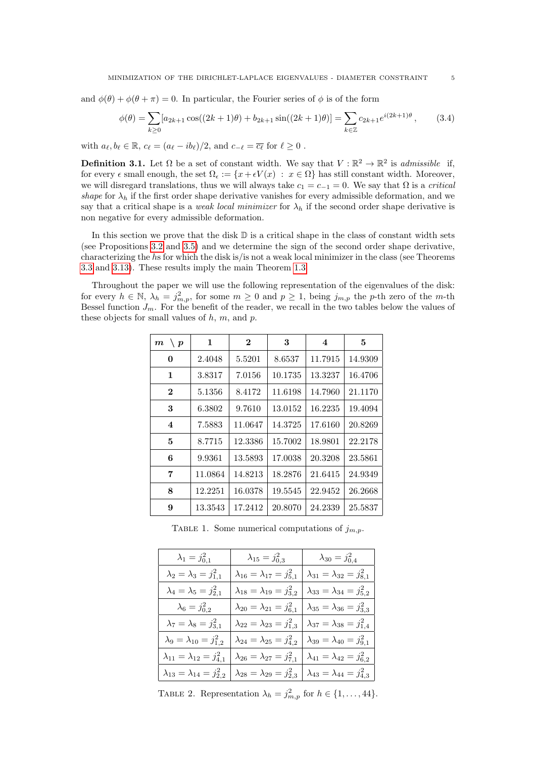and $\phi(\theta) + \phi(\theta + \pi) = 0$. In particular, the Fourier series of $\phi$ is of the form

$$\phi(\theta) = \sum_{k \geq 0} [a_{2k+1} \cos((2k+1)\theta) + b_{2k+1} \sin((2k+1)\theta)] = \sum_{k \in \mathbb{Z}} c_{2k+1} e^{i(2k+1)\theta}, \tag{3.4}$$

with $a_\ell, b_\ell \in \mathbb{R}$, $c_\ell = (a_\ell - ib_\ell)/2$, and $c_{-\ell} = \overline{c_\ell}$ for $\ell \geq 0$.

**Definition 3.1.** Let $\Omega$ be a set of constant width. We say that $V : \mathbb{R}^2 \to \mathbb{R}^2$ is *admissible* if, for every $\epsilon$ small enough, the set $\Omega_\epsilon := \{x + \epsilon V(x) \ : \ x \in \Omega\}$ has still constant width. Moreover, we will disregard translations, thus we will always take $c_1 = c_{-1} = 0$. We say that $\Omega$ is a *critical shape* for $\lambda_h$ if the first order shape derivative vanishes for every admissible deformation, and we say that a critical shape is a *weak local minimizer* for $\lambda_h$ if the second order shape derivative is non negative for every admissible deformation.

In this section we prove that the disk $\mathbb{D}$ is a critical shape in the class of constant width sets (see Propositions 3.2 and 3.5) and we determine the sign of the second order shape derivative, characterizing the $h$s for which the disk is/is not a weak local minimizer in the class (see Theorems 3.3 and 3.13). These results imply the main Theorem 1.3.

Throughout the paper we will use the following representation of the eigenvalues of the disk: for every $h \in \mathbb{N}$, $\lambda_h = j_{m,p}^2$, for some $m \geq 0$ and $p \geq 1$, being $j_{m,p}$ the $p$-th zero of the $m$-th Bessel function $J_m$. For the benefit of the reader, we recall in the two tables below the values of these objects for small values of $h$, $m$, and $p$.

| $m \setminus p$ | **1** | **2** | **3** | **4** | **5** |
|---|---|---|---|---|---|
| **0** | 2.4048 | 5.5201 | 8.6537 | 11.7915 | 14.9309 |
| **1** | 3.8317 | 7.0156 | 10.1735 | 13.3237 | 16.4706 |
| **2** | 5.1356 | 8.4172 | 11.6198 | 14.7960 | 21.1170 |
| **3** | 6.3802 | 9.7610 | 13.0152 | 16.2235 | 19.4094 |
| **4** | 7.5883 | 11.0647 | 14.3725 | 17.6160 | 20.8269 |
| **5** | 8.7715 | 12.3386 | 15.7002 | 18.9801 | 22.2178 |
| **6** | 9.9361 | 13.5893 | 17.0038 | 20.3208 | 23.5861 |
| **7** | 11.0864 | 14.8213 | 18.2876 | 21.6415 | 24.9349 |
| **8** | 12.2251 | 16.0378 | 19.5545 | 22.9452 | 26.2668 |
| **9** | 13.3543 | 17.2412 | 20.8070 | 24.2339 | 25.5837 |

TABLE 1. Some numerical computations of $j_{m,p}$.

| | | |
|---|---|---|
| $\lambda_1 = j_{0,1}^2$ | $\lambda_{15} = j_{0,3}^2$ | $\lambda_{30} = j_{0,4}^2$ |
| $\lambda_2 = \lambda_3 = j_{1,1}^2$ | $\lambda_{16} = \lambda_{17} = j_{5,1}^2$ | $\lambda_{31} = \lambda_{32} = j_{8,1}^2$ |
| $\lambda_4 = \lambda_5 = j_{2,1}^2$ | $\lambda_{18} = \lambda_{19} = j_{3,2}^2$ | $\lambda_{33} = \lambda_{34} = j_{5,2}^2$ |
| $\lambda_6 = j_{0,2}^2$ | $\lambda_{20} = \lambda_{21} = j_{6,1}^2$ | $\lambda_{35} = \lambda_{36} = j_{3,3}^2$ |
| $\lambda_7 = \lambda_8 = j_{3,1}^2$ | $\lambda_{22} = \lambda_{23} = j_{1,3}^2$ | $\lambda_{37} = \lambda_{38} = j_{1,4}^2$ |
| $\lambda_9 = \lambda_{10} = j_{1,2}^2$ | $\lambda_{24} = \lambda_{25} = j_{4,2}^2$ | $\lambda_{39} = \lambda_{40} = j_{9,1}^2$ |
| $\lambda_{11} = \lambda_{12} = j_{4,1}^2$ | $\lambda_{26} = \lambda_{27} = j_{7,1}^2$ | $\lambda_{41} = \lambda_{42} = j_{6,2}^2$ |
| $\lambda_{13} = \lambda_{14} = j_{2,2}^2$ | $\lambda_{28} = \lambda_{29} = j_{2,3}^2$ | $\lambda_{43} = \lambda_{44} = j_{4,3}^2$ |

TABLE 2. Representation $\lambda_h = j_{m,p}^2$ for $h \in \{1, \ldots, 44\}$.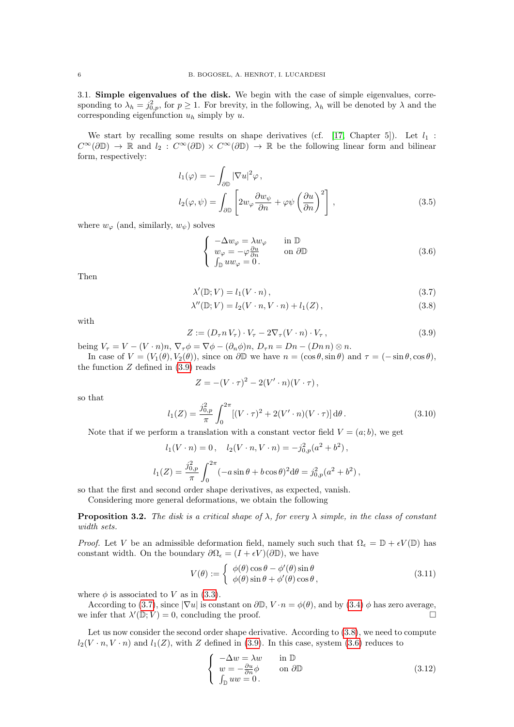3.1. **Simple eigenvalues of the disk.** We begin with the case of simple eigenvalues, corresponding to $\lambda_h = j_{0,p}^2$, for $p \geq 1$. For brevity, in the following, $\lambda_h$ will be denoted by $\lambda$ and the corresponding eigenfunction $u_h$ simply by $u$.

We start by recalling some results on shape derivatives (cf. [17, Chapter 5]). Let $l_1 : C^\infty(\partial\mathbb{D}) \to \mathbb{R}$ and $l_2 : C^\infty(\partial\mathbb{D}) \times C^\infty(\partial\mathbb{D}) \to \mathbb{R}$ be the following linear form and bilinear form, respectively:

$$
\begin{aligned}
l_1(\varphi) &= -\int_{\partial\mathbb{D}} |\nabla u|^2 \varphi\,, \\
l_2(\varphi,\psi) &= \int_{\partial\mathbb{D}} \left[ 2 w_\varphi \frac{\partial w_\psi}{\partial n} + \varphi\psi \left(\frac{\partial u}{\partial n}\right)^2 \right],
\end{aligned}
\tag{3.5}
$$

where $w_\varphi$ (and, similarly, $w_\psi$) solves

$$
\left\{
\begin{array}{ll}
-\Delta w_\varphi = \lambda w_\varphi & \text{in } \mathbb{D} \\
w_\varphi = -\varphi \frac{\partial u}{\partial n} & \text{on } \partial\mathbb{D} \\
\int_{\mathbb{D}} u w_\varphi = 0\,.
\end{array}
\right.
\tag{3.6}
$$

Then

$$
\lambda'(\mathbb{D}; V) = l_1(V\cdot n)\,, \tag{3.7}
$$

$$
\lambda''(\mathbb{D}; V) = l_2(V\cdot n, V\cdot n) + l_1(Z)\,, \tag{3.8}
$$

with

$$
Z := (D_\tau n\, V_\tau)\cdot V_\tau - 2\nabla_\tau (V\cdot n)\cdot V_\tau\,, \tag{3.9}
$$

being $V_\tau = V - (V\cdot n)n$, $\nabla_\tau \phi = \nabla\phi - (\partial_n \phi)n$, $D_\tau n = Dn - (Dn\, n)\otimes n$.

In case of $V = (V_1(\theta), V_2(\theta))$, since on $\partial\mathbb{D}$ we have $n = (\cos\theta, \sin\theta)$ and $\tau = (-\sin\theta, \cos\theta)$, the function $Z$ defined in (3.9) reads

$$
Z = -(V\cdot\tau)^2 - 2(V'\cdot n)(V\cdot\tau)\,,
$$

so that

$$
l_1(Z) = \frac{j_{0,p}^2}{\pi}\int_0^{2\pi} \left[(V\cdot\tau)^2 + 2(V'\cdot n)(V\cdot\tau)\right] \mathrm{d}\theta\,. \tag{3.10}
$$

Note that if we perform a translation with a constant vector field $V = (a; b)$, we get

$$
l_1(V\cdot n) = 0\,, \quad l_2(V\cdot n, V\cdot n) = -j_{0,p}^2 (a^2 + b^2)\,,
$$

$$
l_1(Z) = \frac{j_{0,p}^2}{\pi}\int_0^{2\pi} (-a\sin\theta + b\cos\theta)^2 \mathrm{d}\theta = j_{0,p}^2 (a^2 + b^2)\,,
$$

so that the first and second order shape derivatives, as expected, vanish.

Considering more general deformations, we obtain the following

**Proposition 3.2.** *The disk is a critical shape of $\lambda$, for every $\lambda$ simple, in the class of constant width sets.*

*Proof.* Let $V$ be an admissible deformation field, namely such such that $\Omega_\epsilon = \mathbb{D} + \epsilon V(\mathbb{D})$ has constant width. On the boundary $\partial\Omega_\epsilon = (I + \epsilon V)(\partial\mathbb{D})$, we have

$$
V(\theta) := \left\{
\begin{array}{l}
\phi(\theta)\cos\theta - \phi'(\theta)\sin\theta \\
\phi(\theta)\sin\theta + \phi'(\theta)\cos\theta\,,
\end{array}
\right.
\tag{3.11}
$$

where $\phi$ is associated to $V$ as in (3.3).

According to (3.7), since $|\nabla u|$ is constant on $\partial\mathbb{D}$, $V\cdot n = \phi(\theta)$, and by (3.4) $\phi$ has zero average, we infer that $\lambda'(\mathbb{D}; V) = 0$, concluding the proof. $\square$

Let us now consider the second order shape derivative. According to (3.8), we need to compute $l_2(V\cdot n, V\cdot n)$ and $l_1(Z)$, with $Z$ defined in (3.9). In this case, system (3.6) reduces to

$$
\left\{
\begin{array}{ll}
-\Delta w = \lambda w & \text{in } \mathbb{D} \\
w = -\frac{\partial u}{\partial n}\phi & \text{on } \partial\mathbb{D} \\
\int_{\mathbb{D}} u w = 0\,.
\end{array}
\right.
\tag{3.12}
$$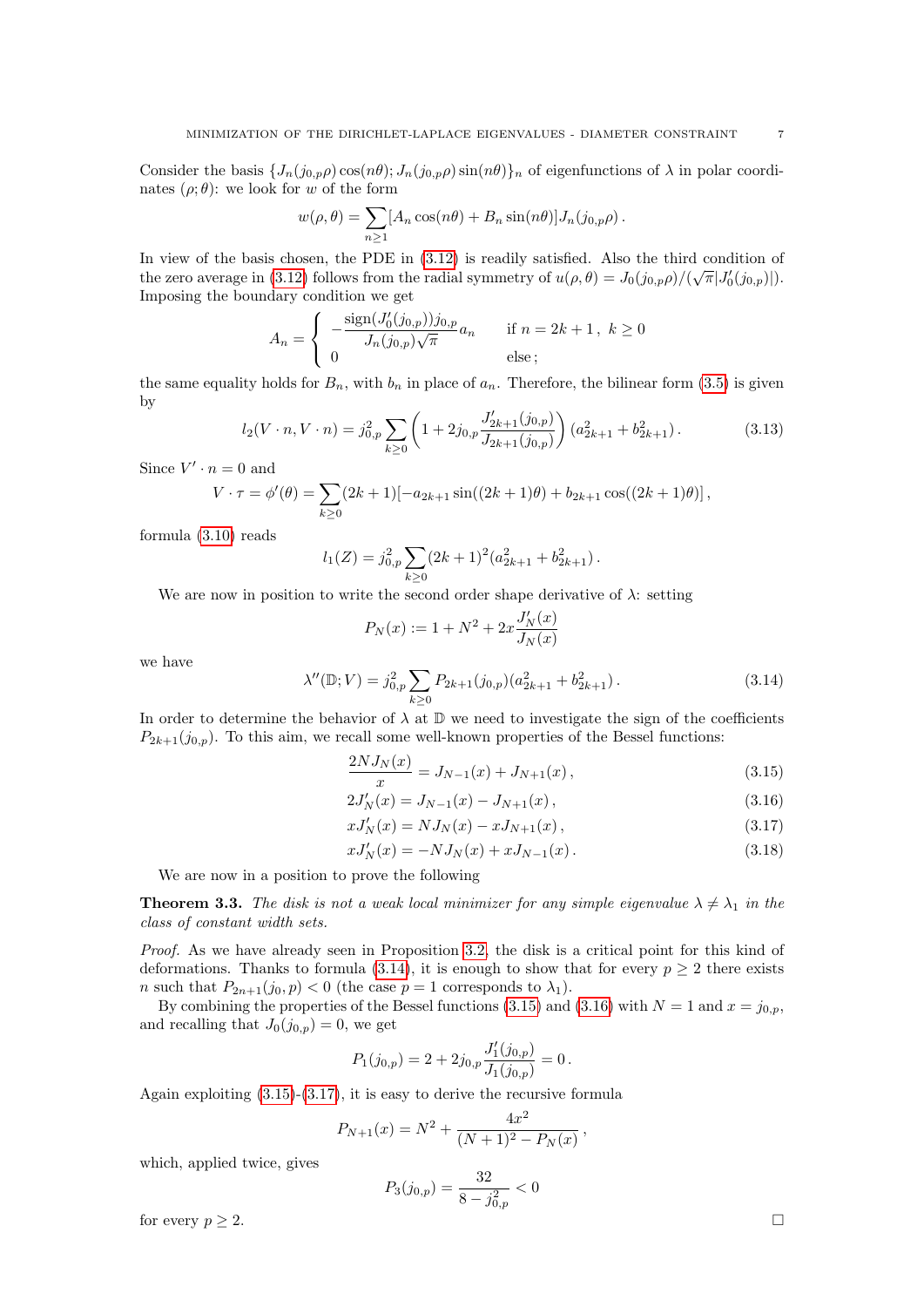Consider the basis $\{J_n(j_{0,p}\rho)\cos(n\theta); J_n(j_{0,p}\rho)\sin(n\theta)\}_n$ of eigenfunctions of $\lambda$ in polar coordinates $(\rho;\theta)$: we look for $w$ of the form

$$w(\rho,\theta) = \sum_{n\geq 1}[A_n\cos(n\theta) + B_n\sin(n\theta)]J_n(j_{0,p}\rho)\,.$$

In view of the basis chosen, the PDE in (3.12) is readily satisfied. Also the third condition of the zero average in (3.12) follows from the radial symmetry of $u(\rho,\theta) = J_0(j_{0,p}\rho)/(\sqrt{\pi}|J_0'(j_{0,p})|)$. Imposing the boundary condition we get

$$A_n = \begin{cases} -\dfrac{\mathrm{sign}(J_0'(j_{0,p}))j_{0,p}}{J_n(j_{0,p})\sqrt{\pi}}a_n & \text{if } n = 2k+1\,,\ k\geq 0 \\ 0 & \text{else}\,; \end{cases}$$

the same equality holds for $B_n$, with $b_n$ in place of $a_n$. Therefore, the bilinear form (3.5) is given by

$$l_2(V\cdot n, V\cdot n) = j_{0,p}^2\sum_{k\geq 0}\left(1 + 2j_{0,p}\frac{J_{2k+1}'(j_{0,p})}{J_{2k+1}(j_{0,p})}\right)(a_{2k+1}^2 + b_{2k+1}^2)\,. \tag{3.13}$$

Since $V'\cdot n = 0$ and

$$V\cdot\tau = \phi'(\theta) = \sum_{k\geq 0}(2k+1)[-a_{2k+1}\sin((2k+1)\theta) + b_{2k+1}\cos((2k+1)\theta)]\,,$$

formula (3.10) reads

$$l_1(Z) = j_{0,p}^2\sum_{k\geq 0}(2k+1)^2(a_{2k+1}^2 + b_{2k+1}^2)\,.$$

We are now in position to write the second order shape derivative of $\lambda$: setting

$$P_N(x) := 1 + N^2 + 2x\frac{J_N'(x)}{J_N(x)}$$

we have

$$\lambda''(\mathbb{D}; V) = j_{0,p}^2\sum_{k\geq 0}P_{2k+1}(j_{0,p})(a_{2k+1}^2 + b_{2k+1}^2)\,. \tag{3.14}$$

In order to determine the behavior of $\lambda$ at $\mathbb{D}$ we need to investigate the sign of the coefficients $P_{2k+1}(j_{0,p})$. To this aim, we recall some well-known properties of the Bessel functions:

$$\frac{2NJ_N(x)}{x} = J_{N-1}(x) + J_{N+1}(x)\,, \tag{3.15}$$

$$2J_N'(x) = J_{N-1}(x) - J_{N+1}(x)\,, \tag{3.16}$$

$$xJ_N'(x) = NJ_N(x) - xJ_{N+1}(x)\,, \tag{3.17}$$

$$xJ_N'(x) = -NJ_N(x) + xJ_{N-1}(x)\,. \tag{3.18}$$

We are now in a position to prove the following

**Theorem 3.3.** *The disk is not a weak local minimizer for any simple eigenvalue $\lambda\neq\lambda_1$ in the class of constant width sets.*

*Proof.* As we have already seen in Proposition 3.2, the disk is a critical point for this kind of deformations. Thanks to formula (3.14), it is enough to show that for every $p\geq 2$ there exists $n$ such that $P_{2n+1}(j_0,p) < 0$ (the case $p = 1$ corresponds to $\lambda_1$).

By combining the properties of the Bessel functions (3.15) and (3.16) with $N = 1$ and $x = j_{0,p}$, and recalling that $J_0(j_{0,p}) = 0$, we get

$$P_1(j_{0,p}) = 2 + 2j_{0,p}\frac{J_1'(j_{0,p})}{J_1(j_{0,p})} = 0\,.$$

Again exploiting (3.15)-(3.17), it is easy to derive the recursive formula

$$P_{N+1}(x) = N^2 + \frac{4x^2}{(N+1)^2 - P_N(x)}\,,$$

which, applied twice, gives

$$P_3(j_{0,p}) = \frac{32}{8 - j_{0,p}^2} < 0$$

for every $p\geq 2$. $\square$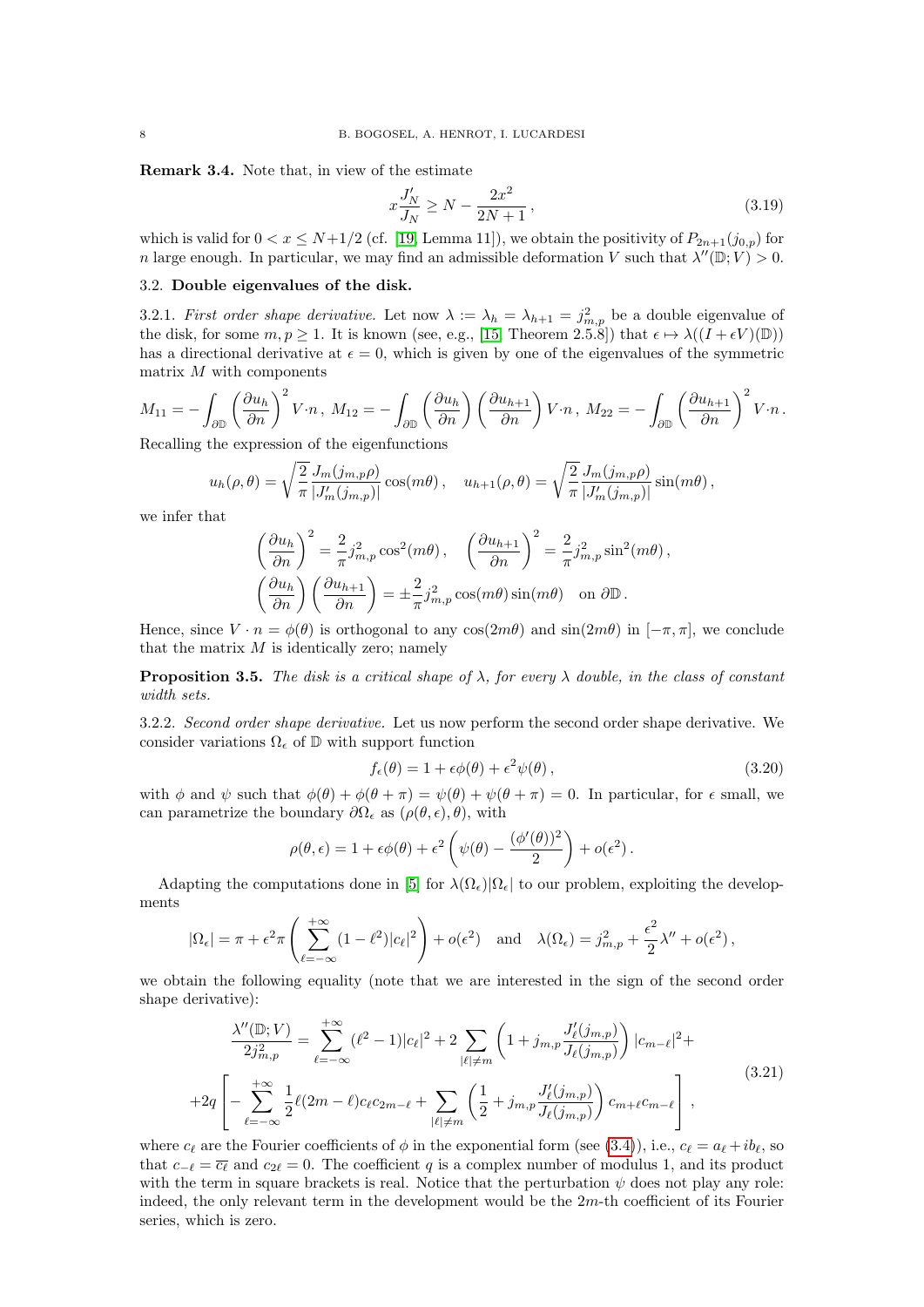**Remark 3.4.** Note that, in view of the estimate

$$x\frac{J_N'}{J_N} \geq N - \frac{2x^2}{2N+1}\,, \tag{3.19}$$

which is valid for $0 < x \leq N+1/2$ (cf. [19, Lemma 11]), we obtain the positivity of $P_{2n+1}(j_{0,p})$ for $n$ large enough. In particular, we may find an admissible deformation $V$ such that $\lambda''(\mathbb{D}; V) > 0$.

### 3.2. Double eigenvalues of the disk.

3.2.1. *First order shape derivative.* Let now $\lambda := \lambda_h = \lambda_{h+1} = j_{m,p}^2$ be a double eigenvalue of the disk, for some $m, p \geq 1$. It is known (see, e.g., [15, Theorem 2.5.8]) that $\epsilon \mapsto \lambda((I + \epsilon V)(\mathbb{D}))$ has a directional derivative at $\epsilon = 0$, which is given by one of the eigenvalues of the symmetric matrix $M$ with components

$$M_{11} = -\int_{\partial\mathbb{D}} \left(\frac{\partial u_h}{\partial n}\right)^2 V\cdot n\,,\ M_{12} = -\int_{\partial\mathbb{D}} \left(\frac{\partial u_h}{\partial n}\right)\left(\frac{\partial u_{h+1}}{\partial n}\right) V\cdot n\,,\ M_{22} = -\int_{\partial\mathbb{D}} \left(\frac{\partial u_{h+1}}{\partial n}\right)^2 V\cdot n\,.$$

Recalling the expression of the eigenfunctions

$$u_h(\rho,\theta) = \sqrt{\frac{2}{\pi}}\frac{J_m(j_{m,p}\rho)}{|J_m'(j_{m,p})|}\cos(m\theta)\,, \quad u_{h+1}(\rho,\theta) = \sqrt{\frac{2}{\pi}}\frac{J_m(j_{m,p}\rho)}{|J_m'(j_{m,p})|}\sin(m\theta)\,,$$

we infer that

$$\left(\frac{\partial u_h}{\partial n}\right)^2 = \frac{2}{\pi}j_{m,p}^2\cos^2(m\theta)\,, \quad \left(\frac{\partial u_{h+1}}{\partial n}\right)^2 = \frac{2}{\pi}j_{m,p}^2\sin^2(m\theta)\,,$$

$$\left(\frac{\partial u_h}{\partial n}\right)\left(\frac{\partial u_{h+1}}{\partial n}\right) = \pm\frac{2}{\pi}j_{m,p}^2\cos(m\theta)\sin(m\theta) \quad \text{on } \partial\mathbb{D}\,.$$

Hence, since $V\cdot n = \phi(\theta)$ is orthogonal to any $\cos(2m\theta)$ and $\sin(2m\theta)$ in $[-\pi,\pi]$, we conclude that the matrix $M$ is identically zero; namely

**Proposition 3.5.** *The disk is a critical shape of $\lambda$, for every $\lambda$ double, in the class of constant width sets.*

3.2.2. *Second order shape derivative.* Let us now perform the second order shape derivative. We consider variations $\Omega_\epsilon$ of $\mathbb{D}$ with support function

$$f_\epsilon(\theta) = 1 + \epsilon\phi(\theta) + \epsilon^2\psi(\theta)\,, \tag{3.20}$$

with $\phi$ and $\psi$ such that $\phi(\theta) + \phi(\theta+\pi) = \psi(\theta) + \psi(\theta+\pi) = 0$. In particular, for $\epsilon$ small, we can parametrize the boundary $\partial\Omega_\epsilon$ as $(\rho(\theta,\epsilon),\theta)$, with

$$\rho(\theta,\epsilon) = 1 + \epsilon\phi(\theta) + \epsilon^2\left(\psi(\theta) - \frac{(\phi'(\theta))^2}{2}\right) + o(\epsilon^2)\,.$$

Adapting the computations done in [5] for $\lambda(\Omega_\epsilon)|\Omega_\epsilon|$ to our problem, exploiting the developments

$$|\Omega_\epsilon| = \pi + \epsilon^2\pi\left(\sum_{\ell=-\infty}^{+\infty}(1-\ell^2)|c_\ell|^2\right) + o(\epsilon^2) \quad \text{and} \quad \lambda(\Omega_\epsilon) = j_{m,p}^2 + \frac{\epsilon^2}{2}\lambda'' + o(\epsilon^2)\,,$$

we obtain the following equality (note that we are interested in the sign of the second order shape derivative):

$$\begin{aligned}\frac{\lambda''(\mathbb{D};V)}{2j_{m,p}^2} &= \sum_{\ell=-\infty}^{+\infty}(\ell^2-1)|c_\ell|^2 + 2\sum_{|\ell|\neq m}\left(1 + j_{m,p}\frac{J_\ell'(j_{m,p})}{J_\ell(j_{m,p})}\right)|c_{m-\ell}|^2 + \\ &+2q\left[-\sum_{\ell=-\infty}^{+\infty}\frac{1}{2}\ell(2m-\ell)c_\ell c_{2m-\ell} + \sum_{|\ell|\neq m}\left(\frac{1}{2} + j_{m,p}\frac{J_\ell'(j_{m,p})}{J_\ell(j_{m,p})}\right)c_{m+\ell}c_{m-\ell}\right],\end{aligned} \tag{3.21}$$

where $c_\ell$ are the Fourier coefficients of $\phi$ in the exponential form (see (3.4)), i.e., $c_\ell = a_\ell + ib_\ell$, so that $c_{-\ell} = \overline{c_\ell}$ and $c_{2\ell} = 0$. The coefficient $q$ is a complex number of modulus 1, and its product with the term in square brackets is real. Notice that the perturbation $\psi$ does not play any role: indeed, the only relevant term in the development would be the $2m$-th coefficient of its Fourier series, which is zero.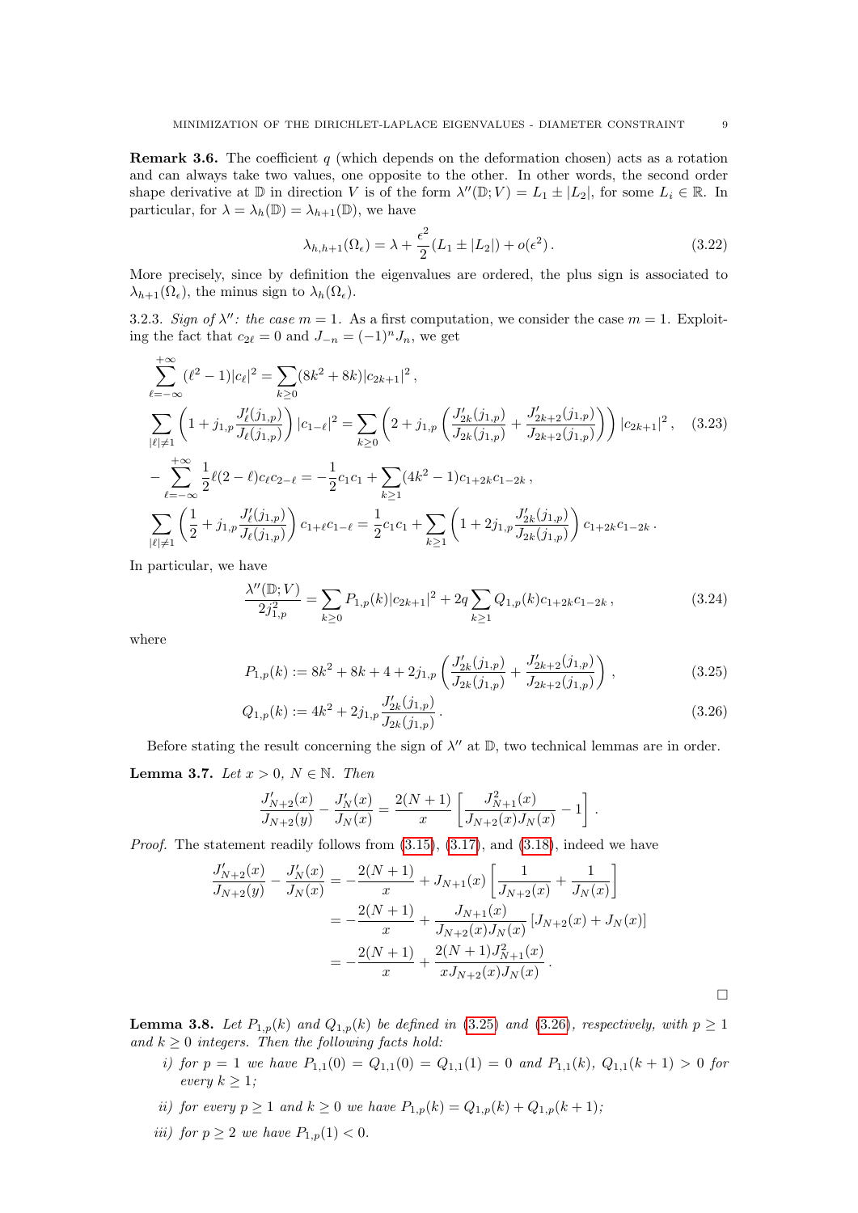**Remark 3.6.** The coefficient $q$ (which depends on the deformation chosen) acts as a rotation and can always take two values, one opposite to the other. In other words, the second order shape derivative at $\mathbb{D}$ in direction $V$ is of the form $\lambda''(\mathbb{D}; V) = L_1 \pm |L_2|$, for some $L_i \in \mathbb{R}$. In particular, for $\lambda = \lambda_h(\mathbb{D}) = \lambda_{h+1}(\mathbb{D})$, we have

$$\lambda_{h,h+1}(\Omega_\epsilon) = \lambda + \frac{\epsilon^2}{2}(L_1 \pm |L_2|) + o(\epsilon^2)\,. \tag{3.22}$$

More precisely, since by definition the eigenvalues are ordered, the plus sign is associated to $\lambda_{h+1}(\Omega_\epsilon)$, the minus sign to $\lambda_h(\Omega_\epsilon)$.

3.2.3. *Sign of $\lambda''$: the case $m = 1$.* As a first computation, we consider the case $m = 1$. Exploiting the fact that $c_{2\ell} = 0$ and $J_{-n} = (-1)^n J_n$, we get

$$\begin{aligned}
&\sum_{\ell=-\infty}^{+\infty} (\ell^2 - 1)|c_\ell|^2 = \sum_{k\geq 0} (8k^2 + 8k)|c_{2k+1}|^2\,,\\
&\sum_{|\ell|\neq 1} \left(1 + j_{1,p}\frac{J_\ell'(j_{1,p})}{J_\ell(j_{1,p})}\right)|c_{1-\ell}|^2 = \sum_{k\geq 0}\left(2 + j_{1,p}\left(\frac{J_{2k}'(j_{1,p})}{J_{2k}(j_{1,p})} + \frac{J_{2k+2}'(j_{1,p})}{J_{2k+2}(j_{1,p})}\right)\right)|c_{2k+1}|^2\,,\\
&-\sum_{\ell=-\infty}^{+\infty} \frac{1}{2}\ell(2-\ell)c_\ell c_{2-\ell} = -\frac{1}{2}c_1c_1 + \sum_{k\geq 1}(4k^2-1)c_{1+2k}c_{1-2k}\,,\\
&\sum_{|\ell|\neq 1}\left(\frac{1}{2} + j_{1,p}\frac{J_\ell'(j_{1,p})}{J_\ell(j_{1,p})}\right)c_{1+\ell}c_{1-\ell} = \frac{1}{2}c_1c_1 + \sum_{k\geq 1}\left(1 + 2j_{1,p}\frac{J_{2k}'(j_{1,p})}{J_{2k}(j_{1,p})}\right)c_{1+2k}c_{1-2k}\,.
\end{aligned} \tag{3.23}$$

In particular, we have

$$\frac{\lambda''(\mathbb{D}; V)}{2j_{1,p}^2} = \sum_{k\geq 0} P_{1,p}(k)|c_{2k+1}|^2 + 2q\sum_{k\geq 1} Q_{1,p}(k)c_{1+2k}c_{1-2k}\,, \tag{3.24}$$

where

$$P_{1,p}(k) := 8k^2 + 8k + 4 + 2j_{1,p}\left(\frac{J_{2k}'(j_{1,p})}{J_{2k}(j_{1,p})} + \frac{J_{2k+2}'(j_{1,p})}{J_{2k+2}(j_{1,p})}\right)\,, \tag{3.25}$$

$$Q_{1,p}(k) := 4k^2 + 2j_{1,p}\frac{J_{2k}'(j_{1,p})}{J_{2k}(j_{1,p})}\,. \tag{3.26}$$

Before stating the result concerning the sign of $\lambda''$ at $\mathbb{D}$, two technical lemmas are in order.

**Lemma 3.7.** *Let $x > 0$, $N \in \mathbb{N}$. Then*

$$\frac{J_{N+2}'(x)}{J_{N+2}(y)} - \frac{J_N'(x)}{J_N(x)} = \frac{2(N+1)}{x}\left[\frac{J_{N+1}^2(x)}{J_{N+2}(x)J_N(x)} - 1\right]\,.$$

*Proof.* The statement readily follows from (3.15), (3.17), and (3.18), indeed we have

$$\begin{aligned}
\frac{J_{N+2}'(x)}{J_{N+2}(y)} - \frac{J_N'(x)}{J_N(x)} &= -\frac{2(N+1)}{x} + J_{N+1}(x)\left[\frac{1}{J_{N+2}(x)} + \frac{1}{J_N(x)}\right]\\
&= -\frac{2(N+1)}{x} + \frac{J_{N+1}(x)}{J_{N+2}(x)J_N(x)}\left[J_{N+2}(x) + J_N(x)\right]\\
&= -\frac{2(N+1)}{x} + \frac{2(N+1)J_{N+1}^2(x)}{xJ_{N+2}(x)J_N(x)}\,.
\end{aligned}$$

$\square$

**Lemma 3.8.** *Let $P_{1,p}(k)$ and $Q_{1,p}(k)$ be defined in (3.25) and (3.26), respectively, with $p \geq 1$ and $k \geq 0$ integers. Then the following facts hold:*

- *i) for $p = 1$ we have $P_{1,1}(0) = Q_{1,1}(0) = Q_{1,1}(1) = 0$ and $P_{1,1}(k)$, $Q_{1,1}(k+1) > 0$ for every $k \geq 1$;*
- *ii) for every $p \geq 1$ and $k \geq 0$ we have $P_{1,p}(k) = Q_{1,p}(k) + Q_{1,p}(k+1)$;*
- *iii) for $p \geq 2$ we have $P_{1,p}(1) < 0$.*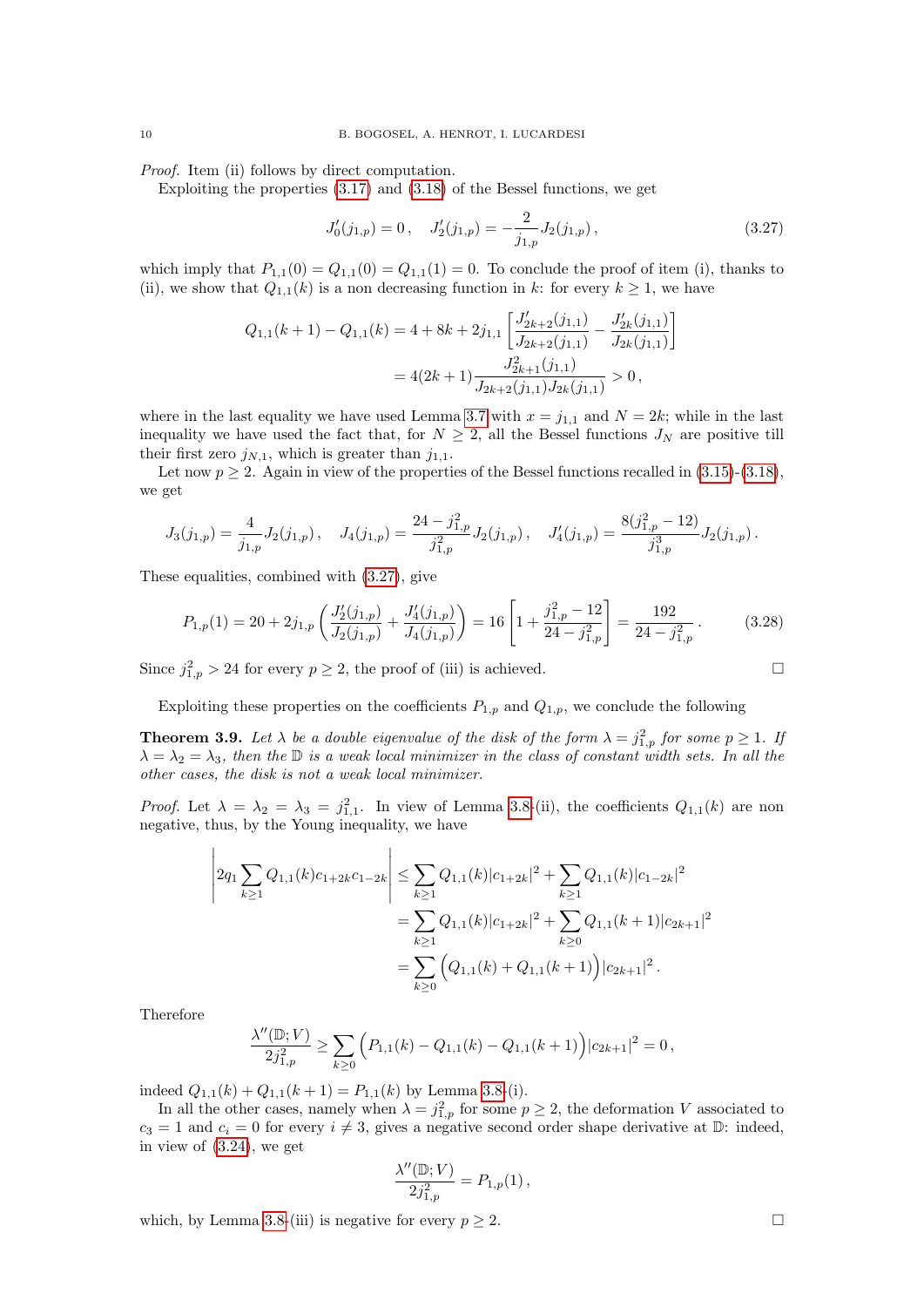*Proof.* Item (ii) follows by direct computation.

Exploiting the properties (3.17) and (3.18) of the Bessel functions, we get

$$J_0'(j_{1,p}) = 0\,, \quad J_2'(j_{1,p}) = -\frac{2}{j_{1,p}} J_2(j_{1,p})\,, \tag{3.27}$$

which imply that $P_{1,1}(0) = Q_{1,1}(0) = Q_{1,1}(1) = 0$. To conclude the proof of item (i), thanks to (ii), we show that $Q_{1,1}(k)$ is a non decreasing function in $k$: for every $k \geq 1$, we have

$$\begin{aligned}
Q_{1,1}(k+1) - Q_{1,1}(k) &= 4 + 8k + 2j_{1,1}\left[\frac{J_{2k+2}'(j_{1,1})}{J_{2k+2}(j_{1,1})} - \frac{J_{2k}'(j_{1,1})}{J_{2k}(j_{1,1})}\right] \\
&= 4(2k+1)\frac{J_{2k+1}^2(j_{1,1})}{J_{2k+2}(j_{1,1})J_{2k}(j_{1,1})} > 0\,,
\end{aligned}$$

where in the last equality we have used Lemma 3.7 with $x = j_{1,1}$ and $N = 2k$; while in the last inequality we have used the fact that, for $N \geq 2$, all the Bessel functions $J_N$ are positive till their first zero $j_{N,1}$, which is greater than $j_{1,1}$.

Let now $p \geq 2$. Again in view of the properties of the Bessel functions recalled in (3.15)-(3.18), we get

$$J_3(j_{1,p}) = \frac{4}{j_{1,p}} J_2(j_{1,p})\,, \quad J_4(j_{1,p}) = \frac{24 - j_{1,p}^2}{j_{1,p}^2} J_2(j_{1,p})\,, \quad J_4'(j_{1,p}) = \frac{8(j_{1,p}^2 - 12)}{j_{1,p}^3} J_2(j_{1,p})\,.$$

These equalities, combined with (3.27), give

$$P_{1,p}(1) = 20 + 2j_{1,p}\left(\frac{J_2'(j_{1,p})}{J_2(j_{1,p})} + \frac{J_4'(j_{1,p})}{J_4(j_{1,p})}\right) = 16\left[1 + \frac{j_{1,p}^2 - 12}{24 - j_{1,p}^2}\right] = \frac{192}{24 - j_{1,p}^2}\,. \tag{3.28}$$

Since $j_{1,p}^2 > 24$ for every $p \geq 2$, the proof of (iii) is achieved. $\square$

Exploiting these properties on the coefficients $P_{1,p}$ and $Q_{1,p}$, we conclude the following

**Theorem 3.9.** *Let $\lambda$ be a double eigenvalue of the disk of the form $\lambda = j_{1,p}^2$ for some $p \geq 1$. If $\lambda = \lambda_2 = \lambda_3$, then the $\mathbb{D}$ is a weak local minimizer in the class of constant width sets. In all the other cases, the disk is not a weak local minimizer.*

*Proof.* Let $\lambda = \lambda_2 = \lambda_3 = j_{1,1}^2$. In view of Lemma 3.8-(ii), the coefficients $Q_{1,1}(k)$ are non negative, thus, by the Young inequality, we have

$$\begin{aligned}
\left|2q_1 \sum_{k\geq 1} Q_{1,1}(k) c_{1+2k} c_{1-2k}\right| &\leq \sum_{k\geq 1} Q_{1,1}(k)|c_{1+2k}|^2 + \sum_{k\geq 1} Q_{1,1}(k)|c_{1-2k}|^2 \\
&= \sum_{k\geq 1} Q_{1,1}(k)|c_{1+2k}|^2 + \sum_{k\geq 0} Q_{1,1}(k+1)|c_{2k+1}|^2 \\
&= \sum_{k\geq 0} \Big(Q_{1,1}(k) + Q_{1,1}(k+1)\Big)|c_{2k+1}|^2\,.
\end{aligned}$$

Therefore

$$\frac{\lambda''(\mathbb{D}; V)}{2j_{1,p}^2} \geq \sum_{k\geq 0} \Big(P_{1,1}(k) - Q_{1,1}(k) - Q_{1,1}(k+1)\Big)|c_{2k+1}|^2 = 0\,,$$

indeed $Q_{1,1}(k) + Q_{1,1}(k+1) = P_{1,1}(k)$ by Lemma 3.8-(i).

In all the other cases, namely when $\lambda = j_{1,p}^2$ for some $p \geq 2$, the deformation $V$ associated to $c_3 = 1$ and $c_i = 0$ for every $i \neq 3$, gives a negative second order shape derivative at $\mathbb{D}$: indeed, in view of (3.24), we get

$$\frac{\lambda''(\mathbb{D}; V)}{2j_{1,p}^2} = P_{1,p}(1)\,,$$

which, by Lemma 3.8-(iii) is negative for every $p \geq 2$. $\square$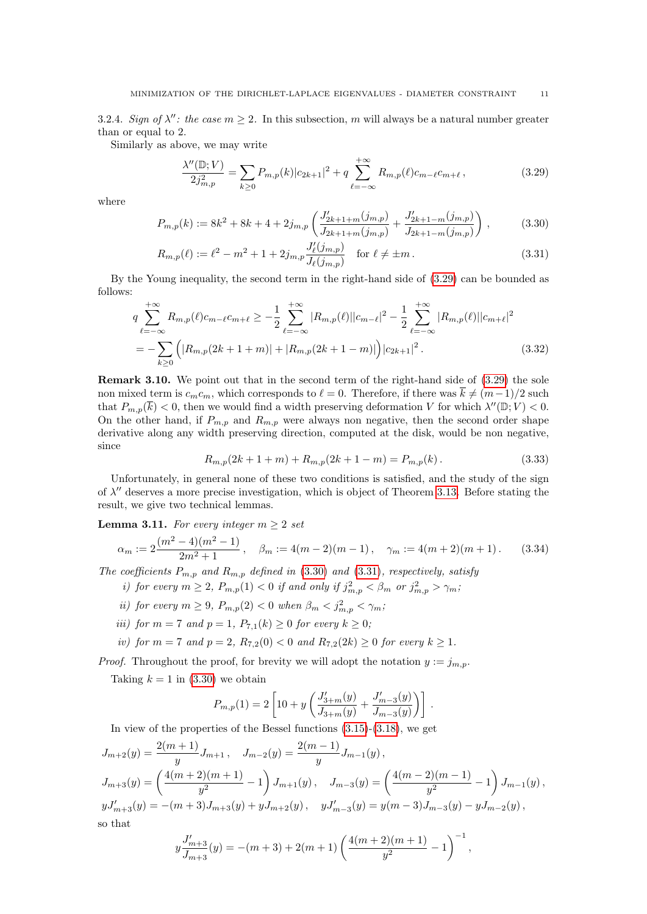3.2.4. *Sign of $\lambda''$: the case $m \geq 2$.* In this subsection, $m$ will always be a natural number greater than or equal to 2.

Similarly as above, we may write

$$\frac{\lambda''(\mathbb{D};V)}{2j_{m,p}^2} = \sum_{k\geq 0} P_{m,p}(k)|c_{2k+1}|^2 + q\sum_{\ell=-\infty}^{+\infty} R_{m,p}(\ell)c_{m-\ell}c_{m+\ell}\,, \tag{3.29}$$

where

$$P_{m,p}(k) := 8k^2+8k+4+2j_{m,p}\left(\frac{J'_{2k+1+m}(j_{m,p})}{J_{2k+1+m}(j_{m,p})}+\frac{J'_{2k+1-m}(j_{m,p})}{J_{2k+1-m}(j_{m,p})}\right)\,, \tag{3.30}$$

$$R_{m,p}(\ell) := \ell^2 - m^2 + 1 + 2j_{m,p}\frac{J'_\ell(j_{m,p})}{J_\ell(j_{m,p})} \quad \text{for } \ell\neq \pm m\,. \tag{3.31}$$

By the Young inequality, the second term in the right-hand side of (3.29) can be bounded as follows:

$$\begin{aligned} q\sum_{\ell=-\infty}^{+\infty} R_{m,p}(\ell)c_{m-\ell}c_{m+\ell} &\geq -\frac{1}{2}\sum_{\ell=-\infty}^{+\infty}|R_{m,p}(\ell)||c_{m-\ell}|^2 - \frac{1}{2}\sum_{\ell=-\infty}^{+\infty}|R_{m,p}(\ell)||c_{m+\ell}|^2 \\ &= -\sum_{k\geq 0}\Big(|R_{m,p}(2k+1+m)|+|R_{m,p}(2k+1-m)|\Big)|c_{2k+1}|^2\,. \end{aligned} \tag{3.32}$$

**Remark 3.10.** We point out that in the second term of the right-hand side of (3.29) the sole non mixed term is $c_mc_m$, which corresponds to $\ell=0$. Therefore, if there was $\overline{k}\neq(m-1)/2$ such that $P_{m,p}(\overline{k})<0$, then we would find a width preserving deformation $V$ for which $\lambda''(\mathbb{D};V)<0$. On the other hand, if $P_{m,p}$ and $R_{m,p}$ were always non negative, then the second order shape derivative along any width preserving direction, computed at the disk, would be non negative, since

$$R_{m,p}(2k+1+m)+R_{m,p}(2k+1-m) = P_{m,p}(k)\,. \tag{3.33}$$

Unfortunately, in general none of these two conditions is satisfied, and the study of the sign of $\lambda''$ deserves a more precise investigation, which is object of Theorem 3.13. Before stating the result, we give two technical lemmas.

**Lemma 3.11.** *For every integer $m\geq 2$ set*

$$\alpha_m := 2\frac{(m^2-4)(m^2-1)}{2m^2+1}\,,\quad \beta_m := 4(m-2)(m-1)\,,\quad \gamma_m := 4(m+2)(m+1)\,. \tag{3.34}$$

*The coefficients $P_{m,p}$ and $R_{m,p}$ defined in (3.30) and (3.31), respectively, satisfy*

*i) for every $m\geq 2$, $P_{m,p}(1)<0$ if and only if $j_{m,p}^2<\beta_m$ or $j_{m,p}^2>\gamma_m$;*

*ii) for every $m\geq 9$, $P_{m,p}(2)<0$ when $\beta_m<j_{m,p}^2<\gamma_m$;*

*iii) for $m=7$ and $p=1$, $P_{7,1}(k)\geq 0$ for every $k\geq 0$;*

*iv) for $m=7$ and $p=2$, $R_{7,2}(0)<0$ and $R_{7,2}(2k)\geq 0$ for every $k\geq 1$.*

*Proof.* Throughout the proof, for brevity we will adopt the notation $y:=j_{m,p}$.

Taking $k=1$ in (3.30) we obtain

$$P_{m,p}(1) = 2\left[10 + y\left(\frac{J'_{3+m}(y)}{J_{3+m}(y)}+\frac{J'_{m-3}(y)}{J_{m-3}(y)}\right)\right]\,.$$

In view of the properties of the Bessel functions (3.15)-(3.18), we get

$$J_{m+2}(y) = \frac{2(m+1)}{y}J_{m+1}\,,\quad J_{m-2}(y) = \frac{2(m-1)}{y}J_{m-1}(y)\,,$$

$$J_{m+3}(y) = \left(\frac{4(m+2)(m+1)}{y^2}-1\right)J_{m+1}(y)\,,\quad J_{m-3}(y) = \left(\frac{4(m-2)(m-1)}{y^2}-1\right)J_{m-1}(y)\,,$$

$$yJ'_{m+3}(y) = -(m+3)J_{m+3}(y)+yJ_{m+2}(y)\,,\quad yJ'_{m-3}(y) = y(m-3)J_{m-3}(y) - yJ_{m-2}(y)\,,$$

so that

$$y\frac{J'_{m+3}}{J_{m+3}}(y) = -(m+3) + 2(m+1)\left(\frac{4(m+2)(m+1)}{y^2}-1\right)^{-1}\,,$$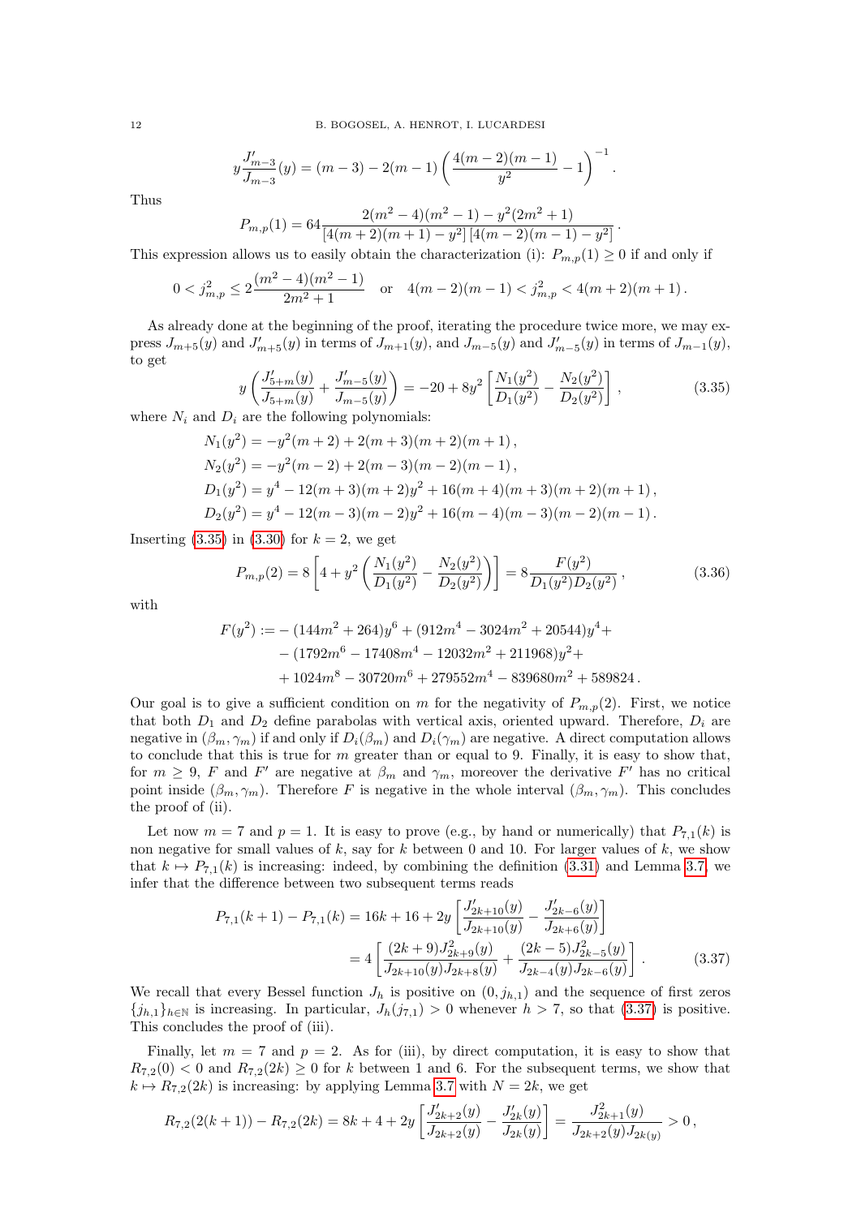$$y\frac{J'_{m-3}}{J_{m-3}}(y) = (m-3) - 2(m-1)\left(\frac{4(m-2)(m-1)}{y^2} - 1\right)^{-1}.$$

Thus

$$P_{m,p}(1) = 64\frac{2(m^2-4)(m^2-1) - y^2(2m^2+1)}{[4(m+2)(m+1)-y^2]\,[4(m-2)(m-1)-y^2]}.$$

This expression allows us to easily obtain the characterization (i): $P_{m,p}(1) \geq 0$ if and only if

$$0 < j_{m,p}^2 \leq 2\frac{(m^2-4)(m^2-1)}{2m^2+1} \quad \text{or} \quad 4(m-2)(m-1) < j_{m,p}^2 < 4(m+2)(m+1).$$

As already done at the beginning of the proof, iterating the procedure twice more, we may express $J_{m+5}(y)$ and $J'_{m+5}(y)$ in terms of $J_{m+1}(y)$, and $J_{m-5}(y)$ and $J'_{m-5}(y)$ in terms of $J_{m-1}(y)$, to get

$$y\left(\frac{J'_{5+m}(y)}{J_{5+m}(y)} + \frac{J'_{m-5}(y)}{J_{m-5}(y)}\right) = -20 + 8y^2\left[\frac{N_1(y^2)}{D_1(y^2)} - \frac{N_2(y^2)}{D_2(y^2)}\right], \tag{3.35}$$

where $N_i$ and $D_i$ are the following polynomials:

$$\begin{aligned}
N_1(y^2) &= -y^2(m+2) + 2(m+3)(m+2)(m+1),\\
N_2(y^2) &= -y^2(m-2) + 2(m-3)(m-2)(m-1),\\
D_1(y^2) &= y^4 - 12(m+3)(m+2)y^2 + 16(m+4)(m+3)(m+2)(m+1),\\
D_2(y^2) &= y^4 - 12(m-3)(m-2)y^2 + 16(m-4)(m-3)(m-2)(m-1).
\end{aligned}$$

Inserting (3.35) in (3.30) for $k=2$, we get

$$P_{m,p}(2) = 8\left[4 + y^2\left(\frac{N_1(y^2)}{D_1(y^2)} - \frac{N_2(y^2)}{D_2(y^2)}\right)\right] = 8\frac{F(y^2)}{D_1(y^2)D_2(y^2)}, \tag{3.36}$$

with

$$\begin{aligned}
F(y^2) := &-(144m^2+264)y^6 + (912m^4 - 3024m^2 + 20544)y^4 +\\
&-(1792m^6 - 17408m^4 - 12032m^2 + 211968)y^2 +\\
&+ 1024m^8 - 30720m^6 + 279552m^4 - 839680m^2 + 589824.
\end{aligned}$$

Our goal is to give a sufficient condition on $m$ for the negativity of $P_{m,p}(2)$. First, we notice that both $D_1$ and $D_2$ define parabolas with vertical axis, oriented upward. Therefore, $D_i$ are negative in $(\beta_m, \gamma_m)$ if and only if $D_i(\beta_m)$ and $D_i(\gamma_m)$ are negative. A direct computation allows to conclude that this is true for $m$ greater than or equal to 9. Finally, it is easy to show that, for $m \geq 9$, $F$ and $F'$ are negative at $\beta_m$ and $\gamma_m$, moreover the derivative $F'$ has no critical point inside $(\beta_m, \gamma_m)$. Therefore $F$ is negative in the whole interval $(\beta_m, \gamma_m)$. This concludes the proof of (ii).

Let now $m=7$ and $p=1$. It is easy to prove (e.g., by hand or numerically) that $P_{7,1}(k)$ is non negative for small values of $k$, say for $k$ between 0 and 10. For larger values of $k$, we show that $k \mapsto P_{7,1}(k)$ is increasing: indeed, by combining the definition (3.31) and Lemma 3.7, we infer that the difference between two subsequent terms reads

$$\begin{aligned}
P_{7,1}(k+1) - P_{7,1}(k) &= 16k + 16 + 2y\left[\frac{J'_{2k+10}(y)}{J_{2k+10}(y)} - \frac{J'_{2k-6}(y)}{J_{2k+6}(y)}\right]\\
&= 4\left[\frac{(2k+9)J^2_{2k+9}(y)}{J_{2k+10}(y)J_{2k+8}(y)} + \frac{(2k-5)J^2_{2k-5}(y)}{J_{2k-4}(y)J_{2k-6}(y)}\right].
\end{aligned} \tag{3.37}$$

We recall that every Bessel function $J_h$ is positive on $(0, j_{h,1})$ and the sequence of first zeros $\{j_{h,1}\}_{h\in\mathbb{N}}$ is increasing. In particular, $J_h(j_{7,1}) > 0$ whenever $h > 7$, so that (3.37) is positive. This concludes the proof of (iii).

Finally, let $m=7$ and $p=2$. As for (iii), by direct computation, it is easy to show that $R_{7,2}(0) < 0$ and $R_{7,2}(2k) \geq 0$ for $k$ between 1 and 6. For the subsequent terms, we show that $k \mapsto R_{7,2}(2k)$ is increasing: by applying Lemma 3.7 with $N = 2k$, we get

$$R_{7,2}(2(k+1)) - R_{7,2}(2k) = 8k + 4 + 2y\left[\frac{J'_{2k+2}(y)}{J_{2k+2}(y)} - \frac{J'_{2k}(y)}{J_{2k}(y)}\right] = \frac{J^2_{2k+1}(y)}{J_{2k+2}(y)J_{2k(y)}} > 0,$$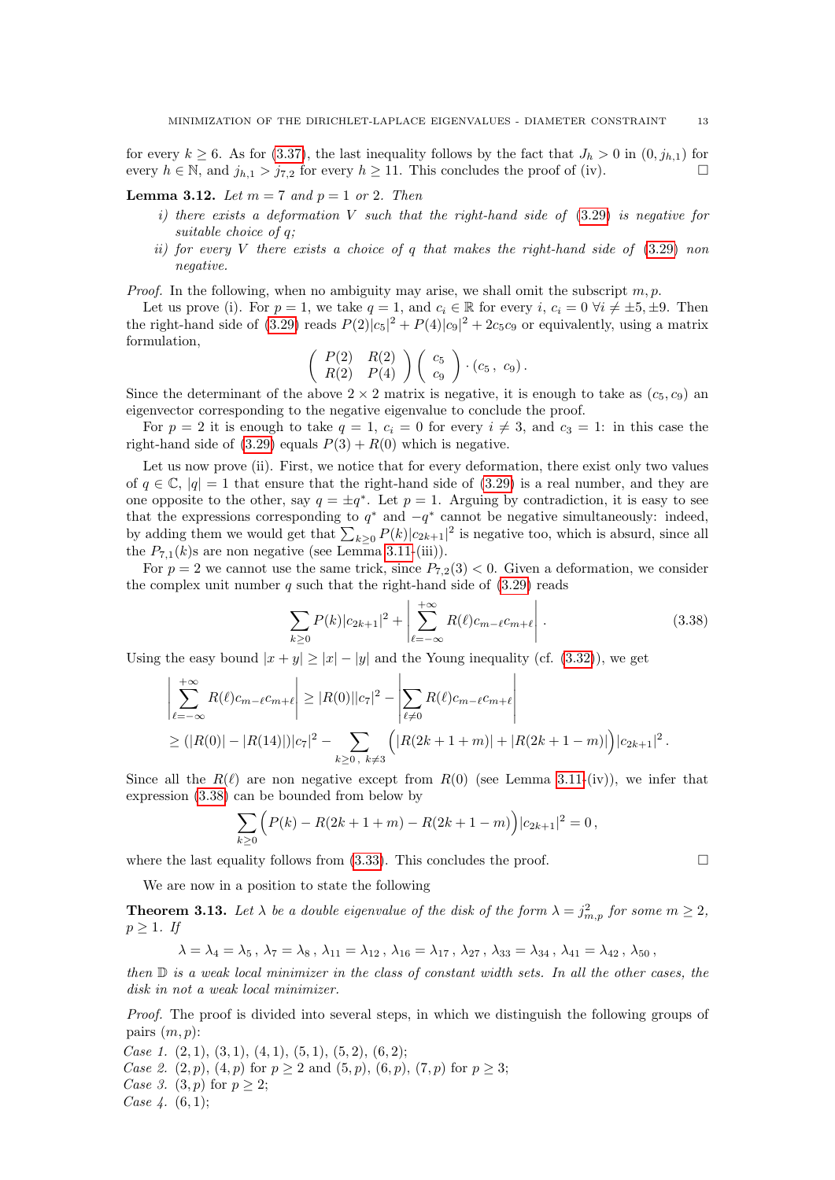for every $k \geq 6$. As for (3.37), the last inequality follows by the fact that $J_h > 0$ in $(0, j_{h,1})$ for every $h \in \mathbb{N}$, and $j_{h,1} > j_{7,2}$ for every $h \geq 11$. This concludes the proof of (iv). □

**Lemma 3.12.** *Let $m = 7$ and $p = 1$ or $2$. Then*

*i) there exists a deformation $V$ such that the right-hand side of (3.29) is negative for suitable choice of $q$;*

*ii) for every $V$ there exists a choice of $q$ that makes the right-hand side of (3.29) non negative.*

*Proof.* In the following, when no ambiguity may arise, we shall omit the subscript $m, p$.

Let us prove (i). For $p = 1$, we take $q = 1$, and $c_i \in \mathbb{R}$ for every $i$, $c_i = 0$ $\forall i \neq \pm 5, \pm 9$. Then the right-hand side of (3.29) reads $P(2)|c_5|^2 + P(4)|c_9|^2 + 2c_5c_9$ or equivalently, using a matrix formulation,

$$\begin{pmatrix} P(2) & R(2) \\ R(2) & P(4) \end{pmatrix} \begin{pmatrix} c_5 \\ c_9 \end{pmatrix} \cdot (c_5\,,\ c_9)\,.$$

Since the determinant of the above $2 \times 2$ matrix is negative, it is enough to take as $(c_5, c_9)$ an eigenvector corresponding to the negative eigenvalue to conclude the proof.

For $p = 2$ it is enough to take $q = 1$, $c_i = 0$ for every $i \neq 3$, and $c_3 = 1$: in this case the right-hand side of (3.29) equals $P(3) + R(0)$ which is negative.

Let us now prove (ii). First, we notice that for every deformation, there exist only two values of $q \in \mathbb{C}$, $|q| = 1$ that ensure that the right-hand side of (3.29) is a real number, and they are one opposite to the other, say $q = \pm q^*$. Let $p = 1$. Arguing by contradiction, it is easy to see that the expressions corresponding to $q^*$ and $-q^*$ cannot be negative simultaneously: indeed, by adding them we would get that $\sum_{k\geq 0} P(k)|c_{2k+1}|^2$ is negative too, which is absurd, since all the $P_{7,1}(k)$s are non negative (see Lemma 3.11-(iii)).

For $p = 2$ we cannot use the same trick, since $P_{7,2}(3) < 0$. Given a deformation, we consider the complex unit number $q$ such that the right-hand side of (3.29) reads

$$\sum_{k\geq 0} P(k)|c_{2k+1}|^2 + \left| \sum_{\ell=-\infty}^{+\infty} R(\ell) c_{m-\ell} c_{m+\ell} \right|\,. \tag{3.38}$$

Using the easy bound $|x + y| \geq |x| - |y|$ and the Young inequality (cf. (3.32)), we get

$$\begin{aligned} \left| \sum_{\ell=-\infty}^{+\infty} R(\ell) c_{m-\ell} c_{m+\ell} \right| &\geq |R(0)||c_7|^2 - \left| \sum_{\ell\neq 0} R(\ell) c_{m-\ell} c_{m+\ell} \right| \\ &\geq (|R(0)| - |R(14)|)|c_7|^2 - \sum_{k\geq 0,\ k\neq 3} \Big( |R(2k+1+m)| + |R(2k+1-m)| \Big) |c_{2k+1}|^2\,. \end{aligned}$$

Since all the $R(\ell)$ are non negative except from $R(0)$ (see Lemma 3.11-(iv)), we infer that expression (3.38) can be bounded from below by

$$\sum_{k\geq 0} \Big( P(k) - R(2k+1+m) - R(2k+1-m) \Big) |c_{2k+1}|^2 = 0\,,$$

where the last equality follows from (3.33). This concludes the proof. □

We are now in a position to state the following

**Theorem 3.13.** *Let $\lambda$ be a double eigenvalue of the disk of the form $\lambda = j_{m,p}^2$ for some $m \geq 2$, $p \geq 1$. If*

$$\lambda = \lambda_4 = \lambda_5\,,\ \lambda_7 = \lambda_8\,,\ \lambda_{11} = \lambda_{12}\,,\ \lambda_{16} = \lambda_{17}\,,\ \lambda_{27}\,,\ \lambda_{33} = \lambda_{34}\,,\ \lambda_{41} = \lambda_{42}\,,\ \lambda_{50}\,,$$

*then $\mathbb{D}$ is a weak local minimizer in the class of constant width sets. In all the other cases, the disk in not a weak local minimizer.*

*Proof.* The proof is divided into several steps, in which we distinguish the following groups of pairs $(m, p)$:

*Case 1.* $(2, 1)$, $(3, 1)$, $(4, 1)$, $(5, 1)$, $(5, 2)$, $(6, 2)$;

*Case 2.* $(2, p)$, $(4, p)$ for $p \geq 2$ and $(5, p)$, $(6, p)$, $(7, p)$ for $p \geq 3$;

*Case 3.* $(3, p)$ for $p \geq 2$;

*Case 4.* $(6, 1)$;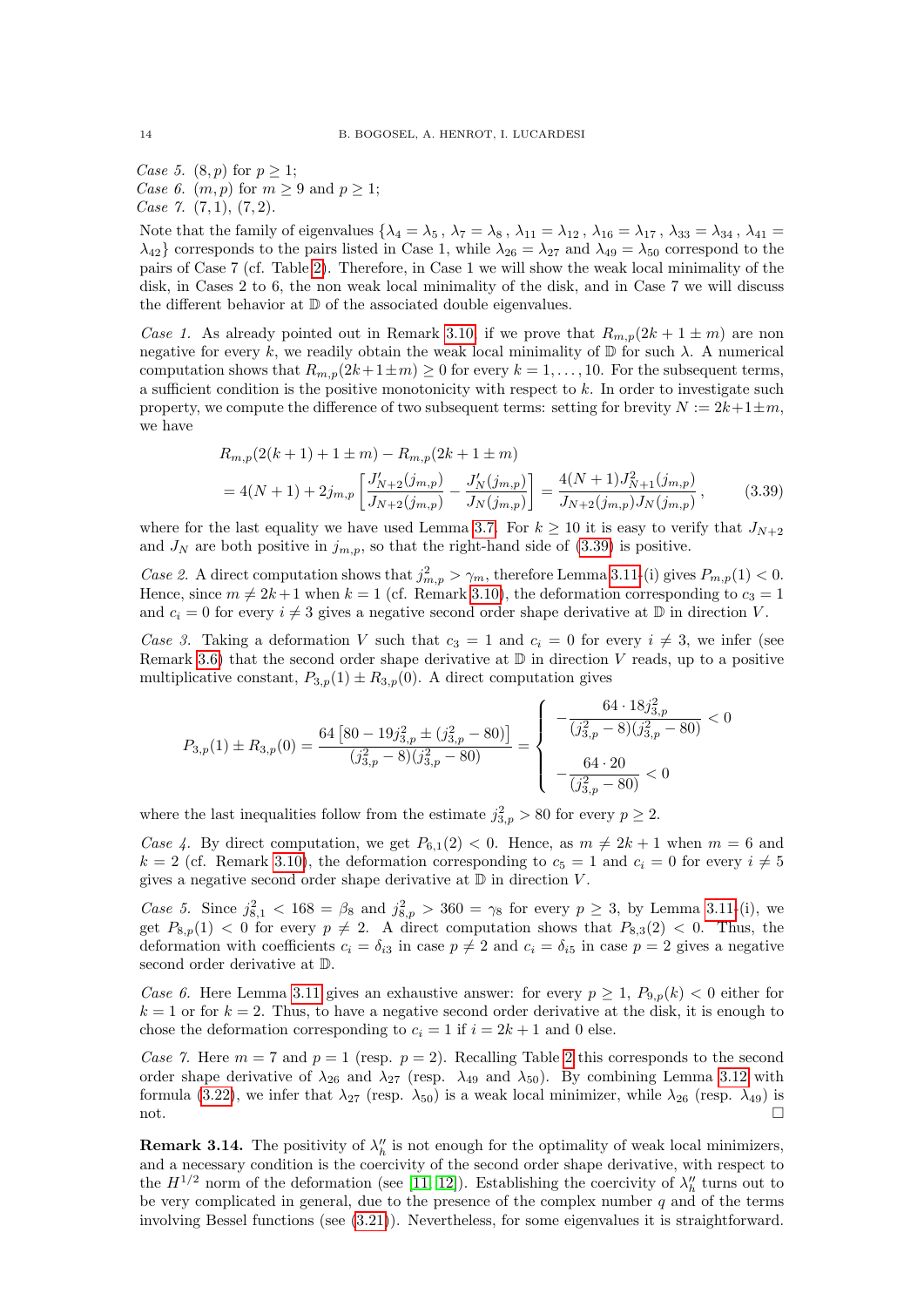*Case 5.* $(8, p)$ for $p \geq 1$;
*Case 6.* $(m, p)$ for $m \geq 9$ and $p \geq 1$;
*Case 7.* $(7, 1)$, $(7, 2)$.

Note that the family of eigenvalues $\{\lambda_4 = \lambda_5\,,\, \lambda_7 = \lambda_8\,,\, \lambda_{11} = \lambda_{12}\,,\, \lambda_{16} = \lambda_{17}\,,\, \lambda_{33} = \lambda_{34}\,,\, \lambda_{41} = \lambda_{42}\}$ corresponds to the pairs listed in Case 1, while $\lambda_{26} = \lambda_{27}$ and $\lambda_{49} = \lambda_{50}$ correspond to the pairs of Case 7 (cf. Table 2). Therefore, in Case 1 we will show the weak local minimality of the disk, in Cases 2 to 6, the non weak local minimality of the disk, and in Case 7 we will discuss the different behavior at $\mathbb{D}$ of the associated double eigenvalues.

*Case 1.* As already pointed out in Remark 3.10, if we prove that $R_{m,p}(2k+1 \pm m)$ are non negative for every $k$, we readily obtain the weak local minimality of $\mathbb{D}$ for such $\lambda$. A numerical computation shows that $R_{m,p}(2k+1\pm m) \geq 0$ for every $k = 1, \ldots, 10$. For the subsequent terms, a sufficient condition is the positive monotonicity with respect to $k$. In order to investigate such property, we compute the difference of two subsequent terms: setting for brevity $N := 2k+1\pm m$, we have

$$
\begin{aligned}
&R_{m,p}(2(k+1)+1\pm m) - R_{m,p}(2k+1\pm m) \\
&= 4(N+1) + 2j_{m,p}\left[\frac{J'_{N+2}(j_{m,p})}{J_{N+2}(j_{m,p})} - \frac{J'_N(j_{m,p})}{J_N(j_{m,p})}\right] = \frac{4(N+1)J^2_{N+1}(j_{m,p})}{J_{N+2}(j_{m,p})J_N(j_{m,p})}\,,
\end{aligned}
\tag{3.39}
$$

where for the last equality we have used Lemma 3.7. For $k \geq 10$ it is easy to verify that $J_{N+2}$ and $J_N$ are both positive in $j_{m,p}$, so that the right-hand side of (3.39) is positive.

*Case 2.* A direct computation shows that $j^2_{m,p} > \gamma_m$, therefore Lemma 3.11-(i) gives $P_{m,p}(1) < 0$. Hence, since $m \neq 2k+1$ when $k = 1$ (cf. Remark 3.10), the deformation corresponding to $c_3 = 1$ and $c_i = 0$ for every $i \neq 3$ gives a negative second order shape derivative at $\mathbb{D}$ in direction $V$.

*Case 3.* Taking a deformation $V$ such that $c_3 = 1$ and $c_i = 0$ for every $i \neq 3$, we infer (see Remark 3.6) that the second order shape derivative at $\mathbb{D}$ in direction $V$ reads, up to a positive multiplicative constant, $P_{3,p}(1) \pm R_{3,p}(0)$. A direct computation gives

$$
P_{3,p}(1) \pm R_{3,p}(0) = \frac{64\left[80 - 19j^2_{3,p} \pm (j^2_{3,p} - 80)\right]}{(j^2_{3,p} - 8)(j^2_{3,p} - 80)} = \begin{cases} -\dfrac{64 \cdot 18 j^2_{3,p}}{(j^2_{3,p} - 8)(j^2_{3,p} - 80)} < 0 \\[2ex] -\dfrac{64 \cdot 20}{(j^2_{3,p} - 80)} < 0 \end{cases}
$$

where the last inequalities follow from the estimate $j^2_{3,p} > 80$ for every $p \geq 2$.

*Case 4.* By direct computation, we get $P_{6,1}(2) < 0$. Hence, as $m \neq 2k+1$ when $m = 6$ and $k = 2$ (cf. Remark 3.10), the deformation corresponding to $c_5 = 1$ and $c_i = 0$ for every $i \neq 5$ gives a negative second order shape derivative at $\mathbb{D}$ in direction $V$.

*Case 5.* Since $j^2_{8,1} < 168 = \beta_8$ and $j^2_{8,p} > 360 = \gamma_8$ for every $p \geq 3$, by Lemma 3.11-(i), we get $P_{8,p}(1) < 0$ for every $p \neq 2$. A direct computation shows that $P_{8,3}(2) < 0$. Thus, the deformation with coefficients $c_i = \delta_{i3}$ in case $p \neq 2$ and $c_i = \delta_{i5}$ in case $p = 2$ gives a negative second order derivative at $\mathbb{D}$.

*Case 6.* Here Lemma 3.11 gives an exhaustive answer: for every $p \geq 1$, $P_{9,p}(k) < 0$ either for $k = 1$ or for $k = 2$. Thus, to have a negative second order derivative at the disk, it is enough to chose the deformation corresponding to $c_i = 1$ if $i = 2k+1$ and $0$ else.

*Case 7.* Here $m = 7$ and $p = 1$ (resp. $p = 2$). Recalling Table 2 this corresponds to the second order shape derivative of $\lambda_{26}$ and $\lambda_{27}$ (resp. $\lambda_{49}$ and $\lambda_{50}$). By combining Lemma 3.12 with formula (3.22), we infer that $\lambda_{27}$ (resp. $\lambda_{50}$) is a weak local minimizer, while $\lambda_{26}$ (resp. $\lambda_{49}$) is not. $\square$

**Remark 3.14.** The positivity of $\lambda''_h$ is not enough for the optimality of weak local minimizers, and a necessary condition is the coercivity of the second order shape derivative, with respect to the $H^{1/2}$ norm of the deformation (see [11, 12]). Establishing the coercivity of $\lambda''_h$ turns out to be very complicated in general, due to the presence of the complex number $q$ and of the terms involving Bessel functions (see (3.21)). Nevertheless, for some eigenvalues it is straightforward.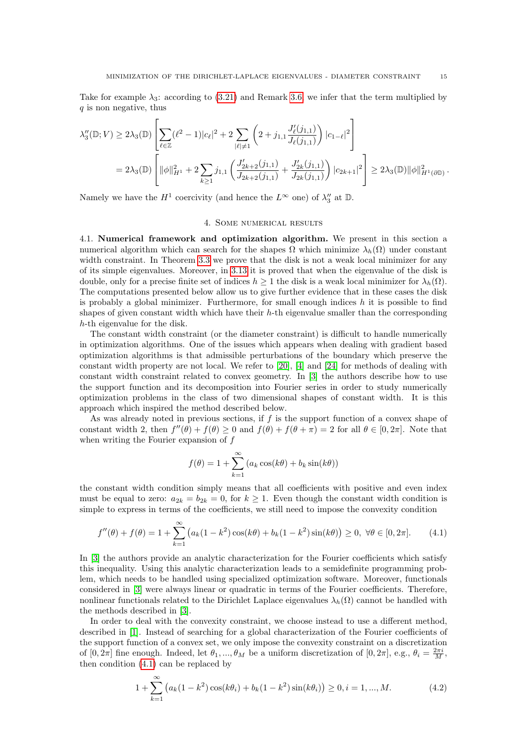Take for example $\lambda_3$: according to (3.21) and Remark 3.6 we infer that the term multiplied by $q$ is non negative, thus

$$
\begin{aligned}
\lambda_3''(\mathbb{D}; V) &\geq 2\lambda_3(\mathbb{D}) \left[ \sum_{\ell \in \mathbb{Z}} (\ell^2 - 1)|c_\ell|^2 + 2 \sum_{|\ell| \neq 1} \left( 2 + j_{1,1} \frac{J_\ell'(j_{1,1})}{J_\ell(j_{1,1})} \right) |c_{1-\ell}|^2 \right] \\
&= 2\lambda_3(\mathbb{D}) \left[ \|\phi\|_{H^1}^2 + 2 \sum_{k \geq 1} j_{1,1} \left( \frac{J_{2k+2}'(j_{1,1})}{J_{2k+2}(j_{1,1})} + \frac{J_{2k}'(j_{1,1})}{J_{2k}(j_{1,1})} \right) |c_{2k+1}|^2 \right] \geq 2\lambda_3(\mathbb{D}) \|\phi\|_{H^1(\partial\mathbb{D})}^2 .
\end{aligned}
$$

Namely we have the $H^1$ coercivity (and hence the $L^\infty$ one) of $\lambda_3''$ at $\mathbb{D}$.

## 4. Some numerical results

**4.1. Numerical framework and optimization algorithm.** We present in this section a numerical algorithm which can search for the shapes $\Omega$ which minimize $\lambda_h(\Omega)$ under constant width constraint. In Theorem 3.3 we prove that the disk is not a weak local minimizer for any of its simple eigenvalues. Moreover, in 3.13 it is proved that when the eigenvalue of the disk is double, only for a precise finite set of indices $h \geq 1$ the disk is a weak local minimizer for $\lambda_h(\Omega)$. The computations presented below allow us to give further evidence that in these cases the disk is probably a global minimizer. Furthermore, for small enough indices $h$ it is possible to find shapes of given constant width which have their $h$-th eigenvalue smaller than the corresponding $h$-th eigenvalue for the disk.

The constant width constraint (or the diameter constraint) is difficult to handle numerically in optimization algorithms. One of the issues which appears when dealing with gradient based optimization algorithms is that admissible perturbations of the boundary which preserve the constant width property are not local. We refer to [20], [4] and [24] for methods of dealing with constant width constraint related to convex geometry. In [3] the authors describe how to use the support function and its decomposition into Fourier series in order to study numerically optimization problems in the class of two dimensional shapes of constant width. It is this approach which inspired the method described below.

As was already noted in previous sections, if $f$ is the support function of a convex shape of constant width 2, then $f''(\theta) + f(\theta) \geq 0$ and $f(\theta) + f(\theta + \pi) = 2$ for all $\theta \in [0, 2\pi]$. Note that when writing the Fourier expansion of $f$

$$
f(\theta) = 1 + \sum_{k=1}^{\infty} (a_k \cos(k\theta) + b_k \sin(k\theta))
$$

the constant width condition simply means that all coefficients with positive and even index must be equal to zero: $a_{2k} = b_{2k} = 0$, for $k \geq 1$. Even though the constant width condition is simple to express in terms of the coefficients, we still need to impose the convexity condition

$$
f''(\theta) + f(\theta) = 1 + \sum_{k=1}^{\infty} \left( a_k(1 - k^2)\cos(k\theta) + b_k(1 - k^2)\sin(k\theta) \right) \geq 0, \ \forall \theta \in [0, 2\pi]. \tag{4.1}
$$

In [3] the authors provide an analytic characterization for the Fourier coefficients which satisfy this inequality. Using this analytic characterization leads to a semidefinite programming problem, which needs to be handled using specialized optimization software. Moreover, functionals considered in [3] were always linear or quadratic in terms of the Fourier coefficients. Therefore, nonlinear functionals related to the Dirichlet Laplace eigenvalues $\lambda_h(\Omega)$ cannot be handled with the methods described in [3].

In order to deal with the convexity constraint, we choose instead to use a different method, described in [1]. Instead of searching for a global characterization of the Fourier coefficients of the support function of a convex set, we only impose the convexity constraint on a discretization of $[0, 2\pi]$ fine enough. Indeed, let $\theta_1, ..., \theta_M$ be a uniform discretization of $[0, 2\pi]$, e.g., $\theta_i = \frac{2\pi i}{M}$, then condition (4.1) can be replaced by

$$
1 + \sum_{k=1}^{\infty} \left( a_k(1 - k^2)\cos(k\theta_i) + b_k(1 - k^2)\sin(k\theta_i) \right) \geq 0, i = 1, ..., M. \tag{4.2}
$$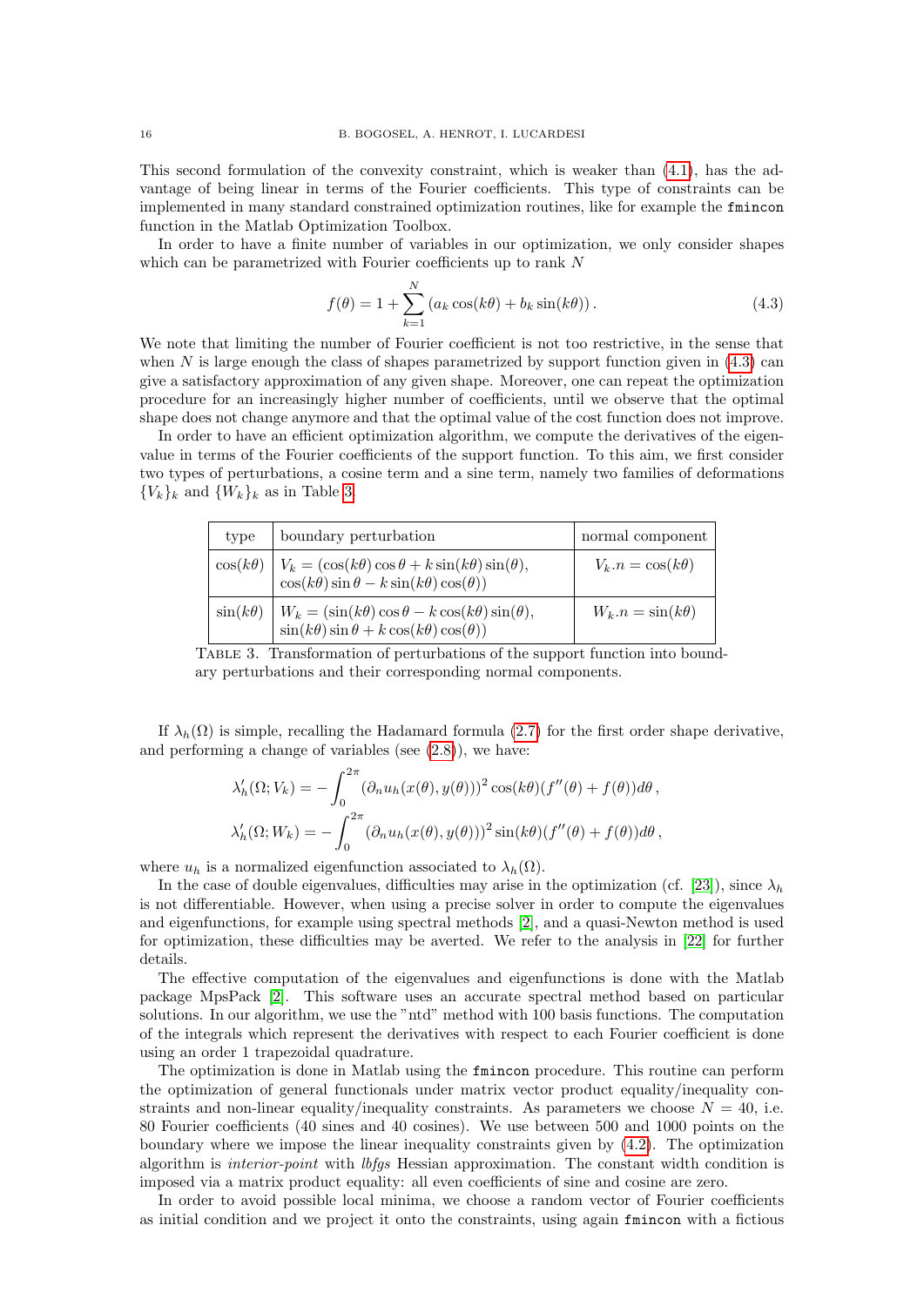This second formulation of the convexity constraint, which is weaker than (4.1), has the advantage of being linear in terms of the Fourier coefficients. This type of constraints can be implemented in many standard constrained optimization routines, like for example the `fmincon` function in the Matlab Optimization Toolbox.

In order to have a finite number of variables in our optimization, we only consider shapes which can be parametrized with Fourier coefficients up to rank $N$

$$f(\theta) = 1 + \sum_{k=1}^{N} \left(a_k \cos(k\theta) + b_k \sin(k\theta)\right). \tag{4.3}$$

We note that limiting the number of Fourier coefficient is not too restrictive, in the sense that when $N$ is large enough the class of shapes parametrized by support function given in (4.3) can give a satisfactory approximation of any given shape. Moreover, one can repeat the optimization procedure for an increasingly higher number of coefficients, until we observe that the optimal shape does not change anymore and that the optimal value of the cost function does not improve.

In order to have an efficient optimization algorithm, we compute the derivatives of the eigenvalue in terms of the Fourier coefficients of the support function. To this aim, we first consider two types of perturbations, a cosine term and a sine term, namely two families of deformations $\{V_k\}_k$ and $\{W_k\}_k$ as in Table 3.

| type | boundary perturbation | normal component |
|---|---|---|
| $\cos(k\theta)$ | $V_k = (\cos(k\theta)\cos\theta + k\sin(k\theta)\sin(\theta),$ $\cos(k\theta)\sin\theta - k\sin(k\theta)\cos(\theta))$ | $V_k.n = \cos(k\theta)$ |
| $\sin(k\theta)$ | $W_k = (\sin(k\theta)\cos\theta - k\cos(k\theta)\sin(\theta),$ $\sin(k\theta)\sin\theta + k\cos(k\theta)\cos(\theta))$ | $W_k.n = \sin(k\theta)$ |

Table 3. Transformation of perturbations of the support function into boundary perturbations and their corresponding normal components.

If $\lambda_h(\Omega)$ is simple, recalling the Hadamard formula (2.7) for the first order shape derivative, and performing a change of variables (see (2.8)), we have:

$$\lambda_h'(\Omega; V_k) = -\int_0^{2\pi} (\partial_n u_h(x(\theta), y(\theta)))^2 \cos(k\theta)(f''(\theta) + f(\theta))d\theta\,,$$

$$\lambda_h'(\Omega; W_k) = -\int_0^{2\pi} (\partial_n u_h(x(\theta), y(\theta)))^2 \sin(k\theta)(f''(\theta) + f(\theta))d\theta\,,$$

where $u_h$ is a normalized eigenfunction associated to $\lambda_h(\Omega)$.

In the case of double eigenvalues, difficulties may arise in the optimization (cf. [23]), since $\lambda_h$ is not differentiable. However, when using a precise solver in order to compute the eigenvalues and eigenfunctions, for example using spectral methods [2], and a quasi-Newton method is used for optimization, these difficulties may be averted. We refer to the analysis in [22] for further details.

The effective computation of the eigenvalues and eigenfunctions is done with the Matlab package MpsPack [2]. This software uses an accurate spectral method based on particular solutions. In our algorithm, we use the "ntd" method with 100 basis functions. The computation of the integrals which represent the derivatives with respect to each Fourier coefficient is done using an order 1 trapezoidal quadrature.

The optimization is done in Matlab using the `fmincon` procedure. This routine can perform the optimization of general functionals under matrix vector product equality/inequality constraints and non-linear equality/inequality constraints. As parameters we choose $N = 40$, i.e. 80 Fourier coefficients (40 sines and 40 cosines). We use between 500 and 1000 points on the boundary where we impose the linear inequality constraints given by (4.2). The optimization algorithm is *interior-point* with *lbfgs* Hessian approximation. The constant width condition is imposed via a matrix product equality: all even coefficients of sine and cosine are zero.

In order to avoid possible local minima, we choose a random vector of Fourier coefficients as initial condition and we project it onto the constraints, using again `fmincon` with a fictious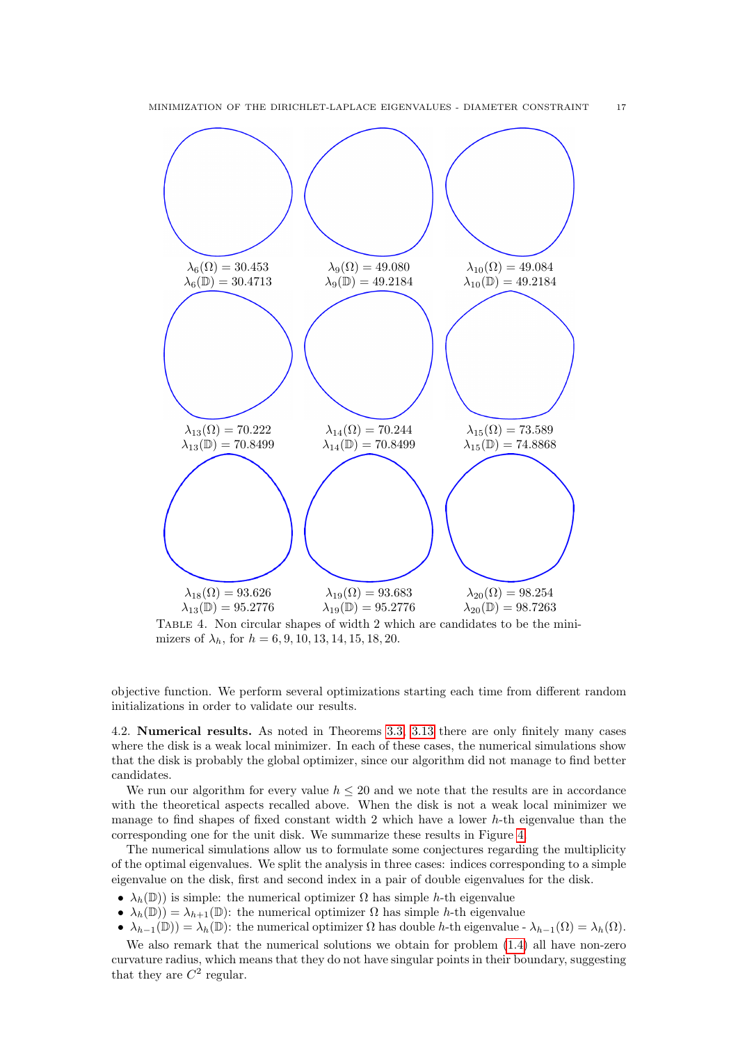| | | |
|---|---|---|
| $\lambda_6(\Omega) = 30.453$ | $\lambda_9(\Omega) = 49.080$ | $\lambda_{10}(\Omega) = 49.084$ |
| $\lambda_6(\mathbb{D}) = 30.4713$ | $\lambda_9(\mathbb{D}) = 49.2184$ | $\lambda_{10}(\mathbb{D}) = 49.2184$ |
| $\lambda_{13}(\Omega) = 70.222$ | $\lambda_{14}(\Omega) = 70.244$ | $\lambda_{15}(\Omega) = 73.589$ |
| $\lambda_{13}(\mathbb{D}) = 70.8499$ | $\lambda_{14}(\mathbb{D}) = 70.8499$ | $\lambda_{15}(\mathbb{D}) = 74.8868$ |
| $\lambda_{18}(\Omega) = 93.626$ | $\lambda_{19}(\Omega) = 93.683$ | $\lambda_{20}(\Omega) = 98.254$ |
| $\lambda_{13}(\mathbb{D}) = 95.2776$ | $\lambda_{19}(\mathbb{D}) = 95.2776$ | $\lambda_{20}(\mathbb{D}) = 98.7263$ |

Table 4. Non circular shapes of width 2 which are candidates to be the minimizers of $\lambda_h$, for $h = 6, 9, 10, 13, 14, 15, 18, 20$.

objective function. We perform several optimizations starting each time from different random initializations in order to validate our results.

**4.2. Numerical results.** As noted in Theorems 3.3, 3.13 there are only finitely many cases where the disk is a weak local minimizer. In each of these cases, the numerical simulations show that the disk is probably the global optimizer, since our algorithm did not manage to find better candidates.

We run our algorithm for every value $h \leq 20$ and we note that the results are in accordance with the theoretical aspects recalled above. When the disk is not a weak local minimizer we manage to find shapes of fixed constant width 2 which have a lower $h$-th eigenvalue than the corresponding one for the unit disk. We summarize these results in Figure 4.

The numerical simulations allow us to formulate some conjectures regarding the multiplicity of the optimal eigenvalues. We split the analysis in three cases: indices corresponding to a simple eigenvalue on the disk, first and second index in a pair of double eigenvalues for the disk.

- $\lambda_h(\mathbb{D}))$ is simple: the numerical optimizer $\Omega$ has simple $h$-th eigenvalue
- $\lambda_h(\mathbb{D})) = \lambda_{h+1}(\mathbb{D})$: the numerical optimizer $\Omega$ has simple $h$-th eigenvalue
- $\lambda_{h-1}(\mathbb{D})) = \lambda_h(\mathbb{D})$: the numerical optimizer $\Omega$ has double $h$-th eigenvalue - $\lambda_{h-1}(\Omega) = \lambda_h(\Omega)$.

We also remark that the numerical solutions we obtain for problem (1.4) all have non-zero curvature radius, which means that they do not have singular points in their boundary, suggesting that they are $C^2$ regular.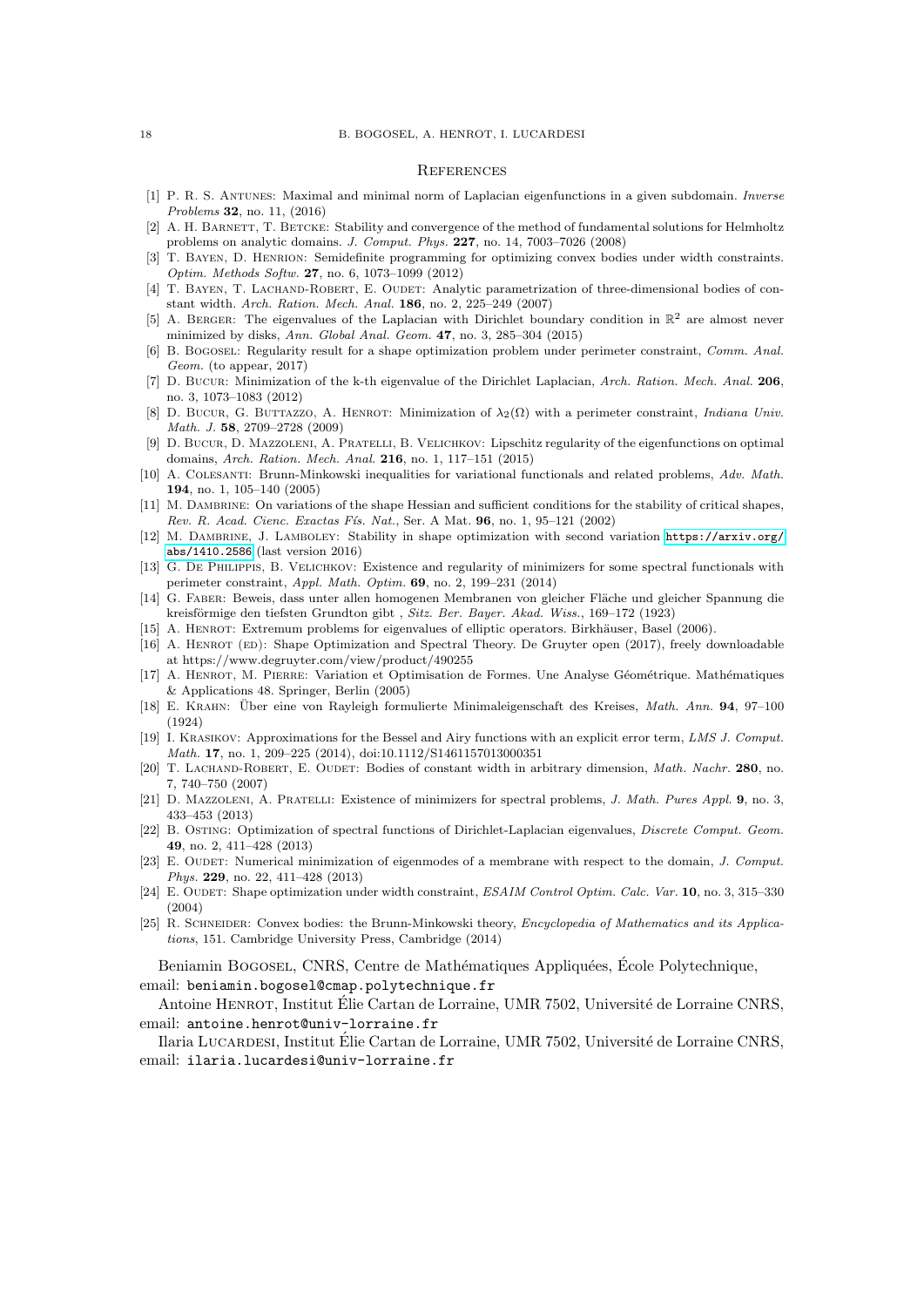## References

[1] P. R. S. Antunes: Maximal and minimal norm of Laplacian eigenfunctions in a given subdomain. *Inverse Problems* **32**, no. 11, (2016)

[2] A. H. Barnett, T. Betcke: Stability and convergence of the method of fundamental solutions for Helmholtz problems on analytic domains. *J. Comput. Phys.* **227**, no. 14, 7003–7026 (2008)

[3] T. Bayen, D. Henrion: Semidefinite programming for optimizing convex bodies under width constraints. *Optim. Methods Softw.* **27**, no. 6, 1073–1099 (2012)

[4] T. Bayen, T. Lachand-Robert, E. Oudet: Analytic parametrization of three-dimensional bodies of constant width. *Arch. Ration. Mech. Anal.* **186**, no. 2, 225–249 (2007)

[5] A. Berger: The eigenvalues of the Laplacian with Dirichlet boundary condition in $\mathbb{R}^2$ are almost never minimized by disks, *Ann. Global Anal. Geom.* **47**, no. 3, 285–304 (2015)

[6] B. Bogosel: Regularity result for a shape optimization problem under perimeter constraint, *Comm. Anal. Geom.* (to appear, 2017)

[7] D. Bucur: Minimization of the k-th eigenvalue of the Dirichlet Laplacian, *Arch. Ration. Mech. Anal.* **206**, no. 3, 1073–1083 (2012)

[8] D. Bucur, G. Buttazzo, A. Henrot: Minimization of $\lambda_2(\Omega)$ with a perimeter constraint, *Indiana Univ. Math. J.* **58**, 2709–2728 (2009)

[9] D. Bucur, D. Mazzoleni, A. Pratelli, B. Velichkov: Lipschitz regularity of the eigenfunctions on optimal domains, *Arch. Ration. Mech. Anal.* **216**, no. 1, 117–151 (2015)

[10] A. Colesanti: Brunn-Minkowski inequalities for variational functionals and related problems, *Adv. Math.* **194**, no. 1, 105–140 (2005)

[11] M. Dambrine: On variations of the shape Hessian and sufficient conditions for the stability of critical shapes, *Rev. R. Acad. Cienc. Exactas Fís. Nat.*, Ser. A Mat. **96**, no. 1, 95–121 (2002)

[12] M. Dambrine, J. Lamboley: Stability in shape optimization with second variation https://arxiv.org/abs/1410.2586 (last version 2016)

[13] G. De Philippis, B. Velichkov: Existence and regularity of minimizers for some spectral functionals with perimeter constraint, *Appl. Math. Optim.* **69**, no. 2, 199–231 (2014)

[14] G. Faber: Beweis, dass unter allen homogenen Membranen von gleicher Fläche und gleicher Spannung die kreisförmige den tiefsten Grundton gibt , *Sitz. Ber. Bayer. Akad. Wiss.*, 169–172 (1923)

[15] A. Henrot: Extremum problems for eigenvalues of elliptic operators. Birkhäuser, Basel (2006).

[16] A. Henrot (ed): Shape Optimization and Spectral Theory. De Gruyter open (2017), freely downloadable at https://www.degruyter.com/view/product/490255

[17] A. Henrot, M. Pierre: Variation et Optimisation de Formes. Une Analyse Géométrique. Mathématiques & Applications 48. Springer, Berlin (2005)

[18] E. Krahn: Über eine von Rayleigh formulierte Minimaleigenschaft des Kreises, *Math. Ann.* **94**, 97–100 (1924)

[19] I. Krasikov: Approximations for the Bessel and Airy functions with an explicit error term, *LMS J. Comput. Math.* **17**, no. 1, 209–225 (2014), doi:10.1112/S1461157013000351

[20] T. Lachand-Robert, E. Oudet: Bodies of constant width in arbitrary dimension, *Math. Nachr.* **280**, no. 7, 740–750 (2007)

[21] D. Mazzoleni, A. Pratelli: Existence of minimizers for spectral problems, *J. Math. Pures Appl.* **9**, no. 3, 433–453 (2013)

[22] B. Osting: Optimization of spectral functions of Dirichlet-Laplacian eigenvalues, *Discrete Comput. Geom.* **49**, no. 2, 411–428 (2013)

[23] E. Oudet: Numerical minimization of eigenmodes of a membrane with respect to the domain, *J. Comput. Phys.* **229**, no. 22, 411–428 (2013)

[24] E. Oudet: Shape optimization under width constraint, *ESAIM Control Optim. Calc. Var.* **10**, no. 3, 315–330 (2004)

[25] R. Schneider: Convex bodies: the Brunn-Minkowski theory, *Encyclopedia of Mathematics and its Applications*, 151. Cambridge University Press, Cambridge (2014)

Beniamin Bogosel, CNRS, Centre de Mathématiques Appliquées, École Polytechnique, email: `beniamin.bogosel@cmap.polytechnique.fr`

Antoine Henrot, Institut Élie Cartan de Lorraine, UMR 7502, Université de Lorraine CNRS, email: `antoine.henrot@univ-lorraine.fr`

Ilaria Lucardesi, Institut Élie Cartan de Lorraine, UMR 7502, Université de Lorraine CNRS, email: `ilaria.lucardesi@univ-lorraine.fr`